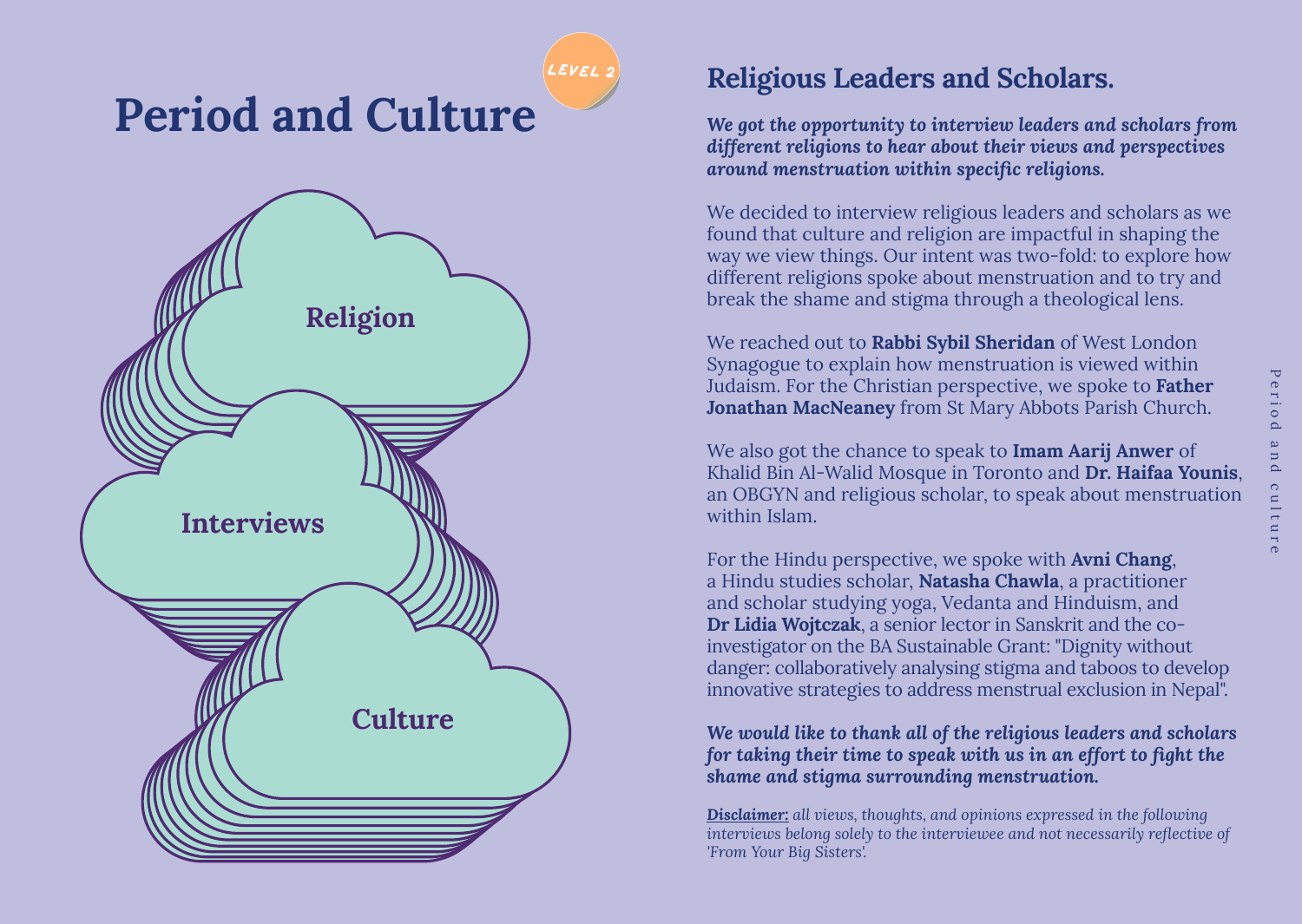# Period and Culture

LEVEL 2

Religion

Interviews

Culture

## Religious Leaders and Scholars.

***We got the opportunity to interview leaders and scholars from different religions to hear about their views and perspectives around menstruation within specific religions.***

We decided to interview religious leaders and scholars as we found that culture and religion are impactful in shaping the way we view things. Our intent was two-fold: to explore how different religions spoke about menstruation and to try and break the shame and stigma through a theological lens.

We reached out to **Rabbi Sybil Sheridan** of West London Synagogue to explain how menstruation is viewed within Judaism. For the Christian perspective, we spoke to **Father Jonathan MacNeaney** from St Mary Abbots Parish Church.

We also got the chance to speak to **Imam Aarij Anwer** of Khalid Bin Al-Walid Mosque in Toronto and **Dr. Haifaa Younis**, an OBGYN and religious scholar, to speak about menstruation within Islam.

For the Hindu perspective, we spoke with **Avni Chang**, a Hindu studies scholar, **Natasha Chawla**, a practitioner and scholar studying yoga, Vedanta and Hinduism, and **Dr Lidia Wojtczak**, a senior lector in Sanskrit and the co-investigator on the BA Sustainable Grant: "Dignity without danger: collaboratively analysing stigma and taboos to develop innovative strategies to address menstrual exclusion in Nepal".

***We would like to thank all of the religious leaders and scholars for taking their time to speak with us in an effort to fight the shame and stigma surrounding menstruation.***

*__Disclaimer:__ all views, thoughts, and opinions expressed in the following interviews belong solely to the interviewee and not necessarily reflective of 'From Your Big Sisters'.*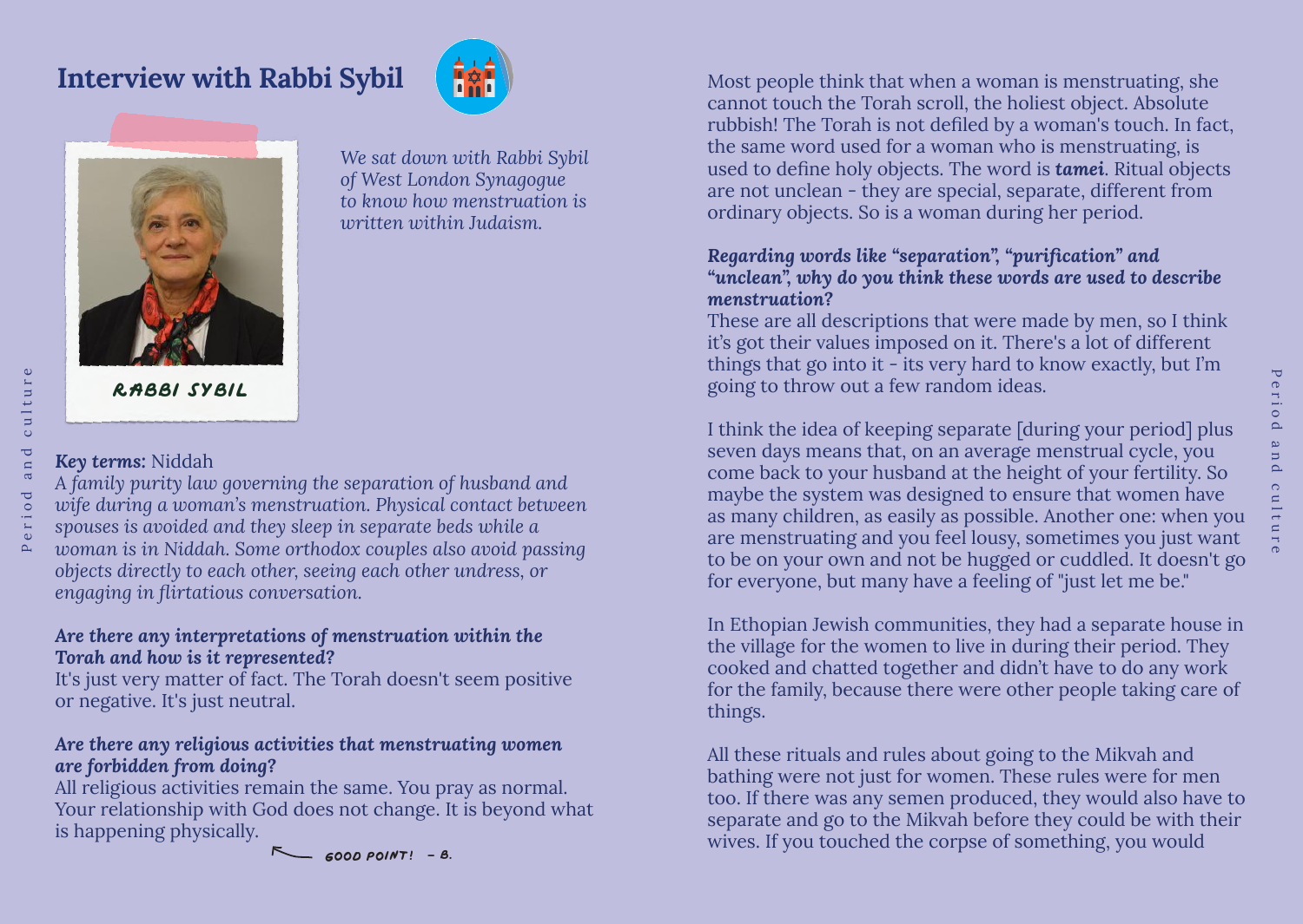# Interview with Rabbi Sybil

RABBI SYBIL

*We sat down with Rabbi Sybil of West London Synagogue to know how menstruation is written within Judaism.*

***Key terms:*** Niddah
*A family purity law governing the separation of husband and wife during a woman's menstruation. Physical contact between spouses is avoided and they sleep in separate beds while a woman is in Niddah. Some orthodox couples also avoid passing objects directly to each other, seeing each other undress, or engaging in flirtatious conversation.*

***Are there any interpretations of menstruation within the Torah and how is it represented?***
It's just very matter of fact. The Torah doesn't seem positive or negative. It's just neutral.

***Are there any religious activities that menstruating women are forbidden from doing?***
All religious activities remain the same. You pray as normal. Your relationship with God does not change. It is beyond what is happening physically.

← GOOD POINT! - B.

Most people think that when a woman is menstruating, she cannot touch the Torah scroll, the holiest object. Absolute rubbish! The Torah is not defiled by a woman's touch. In fact, the same word used for a woman who is menstruating, is used to define holy objects. The word is ***tamei***. Ritual objects are not unclean - they are special, separate, different from ordinary objects. So is a woman during her period.

***Regarding words like "separation", "purification" and "unclean", why do you think these words are used to describe menstruation?***
These are all descriptions that were made by men, so I think it's got their values imposed on it. There's a lot of different things that go into it - its very hard to know exactly, but I'm going to throw out a few random ideas.

I think the idea of keeping separate [during your period] plus seven days means that, on an average menstrual cycle, you come back to your husband at the height of your fertility. So maybe the system was designed to ensure that women have as many children, as easily as possible. Another one: when you are menstruating and you feel lousy, sometimes you just want to be on your own and not be hugged or cuddled. It doesn't go for everyone, but many have a feeling of "just let me be."

In Ethopian Jewish communities, they had a separate house in the village for the women to live in during their period. They cooked and chatted together and didn't have to do any work for the family, because there were other people taking care of things.

All these rituals and rules about going to the Mikvah and bathing were not just for women. These rules were for men too. If there was any semen produced, they would also have to separate and go to the Mikvah before they could be with their wives. If you touched the corpse of something, you would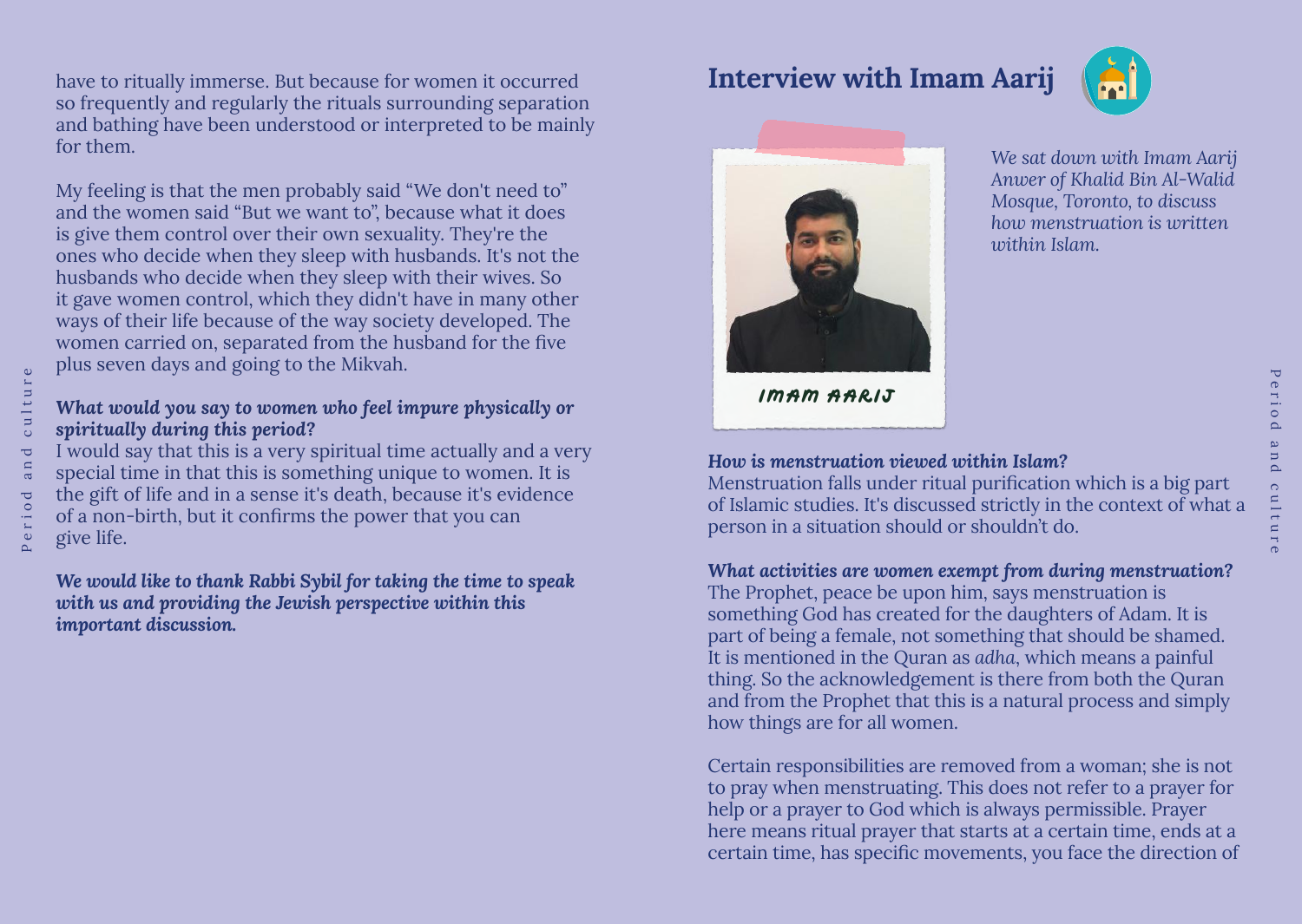have to ritually immerse. But because for women it occurred so frequently and regularly the rituals surrounding separation and bathing have been understood or interpreted to be mainly for them.

My feeling is that the men probably said "We don't need to" and the women said "But we want to", because what it does is give them control over their own sexuality. They're the ones who decide when they sleep with husbands. It's not the husbands who decide when they sleep with their wives. So it gave women control, which they didn't have in many other ways of their life because of the way society developed. The women carried on, separated from the husband for the five plus seven days and going to the Mikvah.

***What would you say to women who feel impure physically or spiritually during this period?***
I would say that this is a very spiritual time actually and a very special time in that this is something unique to women. It is the gift of life and in a sense it's death, because it's evidence of a non-birth, but it confirms the power that you can give life.

***We would like to thank Rabbi Sybil for taking the time to speak with us and providing the Jewish perspective within this important discussion.***

## Interview with Imam Aarij

IMAM AARIJ

*We sat down with Imam Aarij Anwer of Khalid Bin Al-Walid Mosque, Toronto, to discuss how menstruation is written within Islam.*

***How is menstruation viewed within Islam?***
Menstruation falls under ritual purification which is a big part of Islamic studies. It's discussed strictly in the context of what a person in a situation should or shouldn't do.

***What activities are women exempt from during menstruation?***
The Prophet, peace be upon him, says menstruation is something God has created for the daughters of Adam. It is part of being a female, not something that should be shamed. It is mentioned in the Quran as *adha*, which means a painful thing. So the acknowledgement is there from both the Quran and from the Prophet that this is a natural process and simply how things are for all women.

Certain responsibilities are removed from a woman; she is not to pray when menstruating. This does not refer to a prayer for help or a prayer to God which is always permissible. Prayer here means ritual prayer that starts at a certain time, ends at a certain time, has specific movements, you face the direction of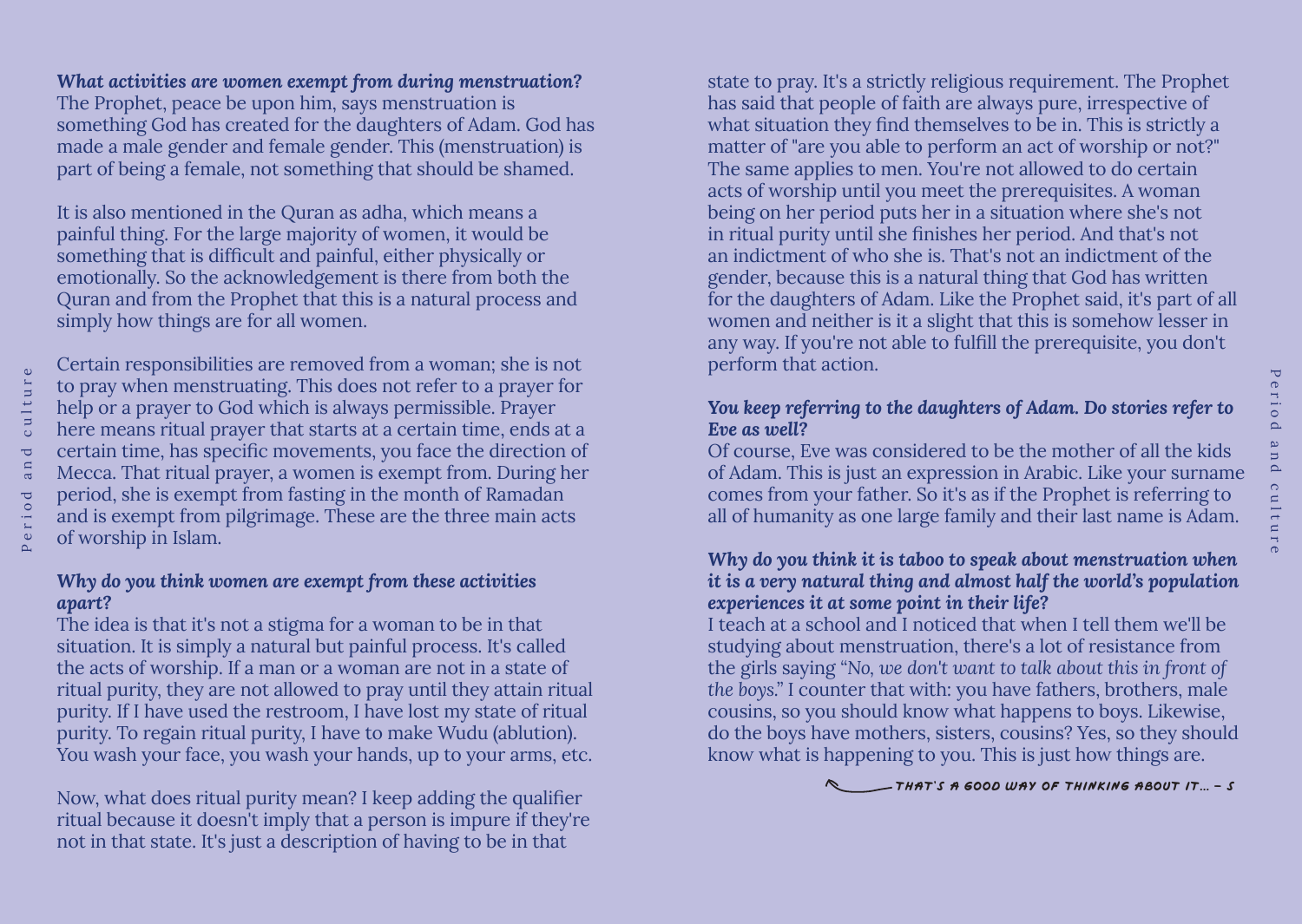***What activities are women exempt from during menstruation?***
The Prophet, peace be upon him, says menstruation is something God has created for the daughters of Adam. God has made a male gender and female gender. This (menstruation) is part of being a female, not something that should be shamed.

It is also mentioned in the Quran as adha, which means a painful thing. For the large majority of women, it would be something that is difficult and painful, either physically or emotionally. So the acknowledgement is there from both the Quran and from the Prophet that this is a natural process and simply how things are for all women.

Certain responsibilities are removed from a woman; she is not to pray when menstruating. This does not refer to a prayer for help or a prayer to God which is always permissible. Prayer here means ritual prayer that starts at a certain time, ends at a certain time, has specific movements, you face the direction of Mecca. That ritual prayer, a women is exempt from. During her period, she is exempt from fasting in the month of Ramadan and is exempt from pilgrimage. These are the three main acts of worship in Islam.

***Why do you think women are exempt from these activities apart?***
The idea is that it's not a stigma for a woman to be in that situation. It is simply a natural but painful process. It's called the acts of worship. If a man or a woman are not in a state of ritual purity, they are not allowed to pray until they attain ritual purity. If I have used the restroom, I have lost my state of ritual purity. To regain ritual purity, I have to make Wudu (ablution). You wash your face, you wash your hands, up to your arms, etc.

Now, what does ritual purity mean? I keep adding the qualifier ritual because it doesn't imply that a person is impure if they're not in that state. It's just a description of having to be in that state to pray. It's a strictly religious requirement. The Prophet has said that people of faith are always pure, irrespective of what situation they find themselves to be in. This is strictly a matter of "are you able to perform an act of worship or not?" The same applies to men. You're not allowed to do certain acts of worship until you meet the prerequisites. A woman being on her period puts her in a situation where she's not in ritual purity until she finishes her period. And that's not an indictment of who she is. That's not an indictment of the gender, because this is a natural thing that God has written for the daughters of Adam. Like the Prophet said, it's part of all women and neither is it a slight that this is somehow lesser in any way. If you're not able to fulfill the prerequisite, you don't perform that action.

***You keep referring to the daughters of Adam. Do stories refer to Eve as well?***
Of course, Eve was considered to be the mother of all the kids of Adam. This is just an expression in Arabic. Like your surname comes from your father. So it's as if the Prophet is referring to all of humanity as one large family and their last name is Adam.

***Why do you think it is taboo to speak about menstruation when it is a very natural thing and almost half the world's population experiences it at some point in their life?***
I teach at a school and I noticed that when I tell them we'll be studying about menstruation, there's a lot of resistance from the girls saying "*No, we don't want to talk about this in front of the boys.*" I counter that with: you have fathers, brothers, male cousins, so you should know what happens to boys. Likewise, do the boys have mothers, sisters, cousins? Yes, so they should know what is happening to you. This is just how things are.

THAT'S A GOOD WAY OF THINKING ABOUT IT... – S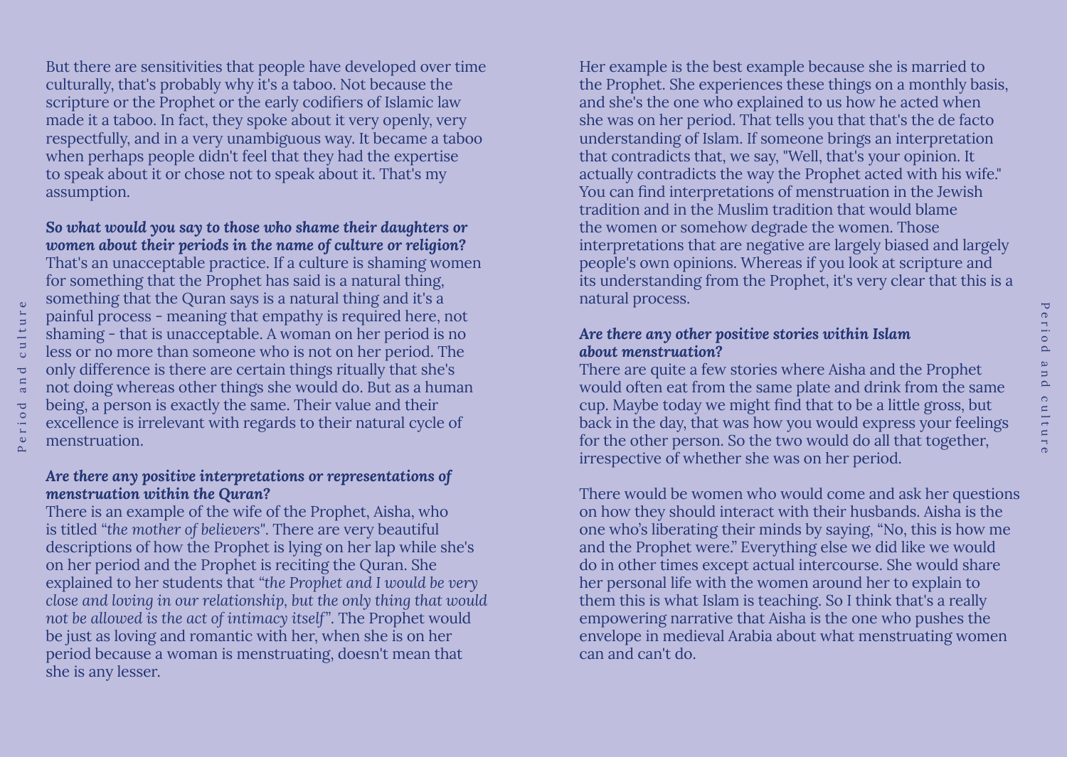But there are sensitivities that people have developed over time culturally, that's probably why it's a taboo. Not because the scripture or the Prophet or the early codifiers of Islamic law made it a taboo. In fact, they spoke about it very openly, very respectfully, and in a very unambiguous way. It became a taboo when perhaps people didn't feel that they had the expertise to speak about it or chose not to speak about it. That's my assumption.

***So what would you say to those who shame their daughters or women about their periods in the name of culture or religion?***
That's an unacceptable practice. If a culture is shaming women for something that the Prophet has said is a natural thing, something that the Quran says is a natural thing and it's a painful process - meaning that empathy is required here, not shaming - that is unacceptable. A woman on her period is no less or no more than someone who is not on her period. The only difference is there are certain things ritually that she's not doing whereas other things she would do. But as a human being, a person is exactly the same. Their value and their excellence is irrelevant with regards to their natural cycle of menstruation.

***Are there any positive interpretations or representations of menstruation within the Quran?***
There is an example of the wife of the Prophet, Aisha, who is titled "*the mother of believers*". There are very beautiful descriptions of how the Prophet is lying on her lap while she's on her period and the Prophet is reciting the Quran. She explained to her students that "*the Prophet and I would be very close and loving in our relationship, but the only thing that would not be allowed is the act of intimacy itself*". The Prophet would be just as loving and romantic with her, when she is on her period because a woman is menstruating, doesn't mean that she is any lesser.

Her example is the best example because she is married to the Prophet. She experiences these things on a monthly basis, and she's the one who explained to us how he acted when she was on her period. That tells you that that's the de facto understanding of Islam. If someone brings an interpretation that contradicts that, we say, "Well, that's your opinion. It actually contradicts the way the Prophet acted with his wife." You can find interpretations of menstruation in the Jewish tradition and in the Muslim tradition that would blame the women or somehow degrade the women. Those interpretations that are negative are largely biased and largely people's own opinions. Whereas if you look at scripture and its understanding from the Prophet, it's very clear that this is a natural process.

***Are there any other positive stories within Islam about menstruation?***
There are quite a few stories where Aisha and the Prophet would often eat from the same plate and drink from the same cup. Maybe today we might find that to be a little gross, but back in the day, that was how you would express your feelings for the other person. So the two would do all that together, irrespective of whether she was on her period.

There would be women who would come and ask her questions on how they should interact with their husbands. Aisha is the one who's liberating their minds by saying, "No, this is how me and the Prophet were." Everything else we did like we would do in other times except actual intercourse. She would share her personal life with the women around her to explain to them this is what Islam is teaching. So I think that's a really empowering narrative that Aisha is the one who pushes the envelope in medieval Arabia about what menstruating women can and can't do.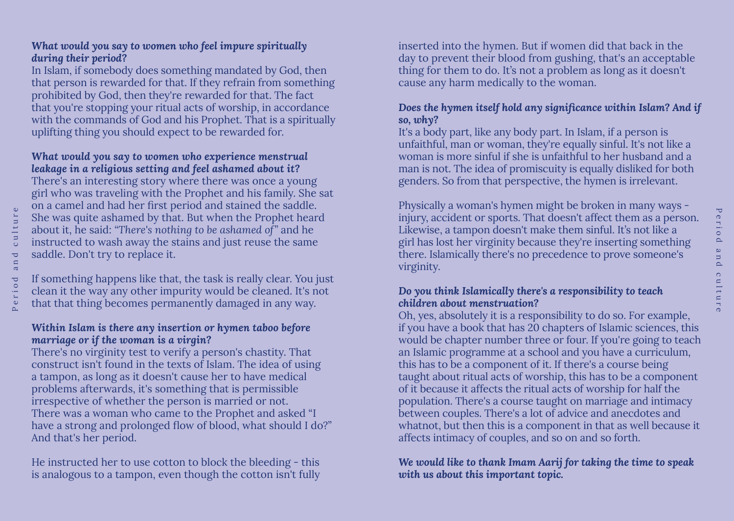***What would you say to women who feel impure spiritually during their period?***
In Islam, if somebody does something mandated by God, then that person is rewarded for that. If they refrain from something prohibited by God, then they're rewarded for that. The fact that you're stopping your ritual acts of worship, in accordance with the commands of God and his Prophet. That is a spiritually uplifting thing you should expect to be rewarded for.

***What would you say to women who experience menstrual leakage in a religious setting and feel ashamed about it?***
There's an interesting story where there was once a young girl who was traveling with the Prophet and his family. She sat on a camel and had her first period and stained the saddle. She was quite ashamed by that. But when the Prophet heard about it, he said: "*There's nothing to be ashamed of*" and he instructed to wash away the stains and just reuse the same saddle. Don't try to replace it.

If something happens like that, the task is really clear. You just clean it the way any other impurity would be cleaned. It's not that that thing becomes permanently damaged in any way.

***Within Islam is there any insertion or hymen taboo before marriage or if the woman is a virgin?***
There's no virginity test to verify a person's chastity. That construct isn't found in the texts of Islam. The idea of using a tampon, as long as it doesn't cause her to have medical problems afterwards, it's something that is permissible irrespective of whether the person is married or not. There was a woman who came to the Prophet and asked "I have a strong and prolonged flow of blood, what should I do?" And that's her period.

He instructed her to use cotton to block the bleeding - this is analogous to a tampon, even though the cotton isn't fully inserted into the hymen. But if women did that back in the day to prevent their blood from gushing, that's an acceptable thing for them to do. It's not a problem as long as it doesn't cause any harm medically to the woman.

***Does the hymen itself hold any significance within Islam? And if so, why?***
It's a body part, like any body part. In Islam, if a person is unfaithful, man or woman, they're equally sinful. It's not like a woman is more sinful if she is unfaithful to her husband and a man is not. The idea of promiscuity is equally disliked for both genders. So from that perspective, the hymen is irrelevant.

Physically a woman's hymen might be broken in many ways - injury, accident or sports. That doesn't affect them as a person. Likewise, a tampon doesn't make them sinful. It's not like a girl has lost her virginity because they're inserting something there. Islamically there's no precedence to prove someone's virginity.

***Do you think Islamically there's a responsibility to teach children about menstruation?***
Oh, yes, absolutely it is a responsibility to do so. For example, if you have a book that has 20 chapters of Islamic sciences, this would be chapter number three or four. If you're going to teach an Islamic programme at a school and you have a curriculum, this has to be a component of it. If there's a course being taught about ritual acts of worship, this has to be a component of it because it affects the ritual acts of worship for half the population. There's a course taught on marriage and intimacy between couples. There's a lot of advice and anecdotes and whatnot, but then this is a component in that as well because it affects intimacy of couples, and so on and so forth.

***We would like to thank Imam Aarij for taking the time to speak with us about this important topic.***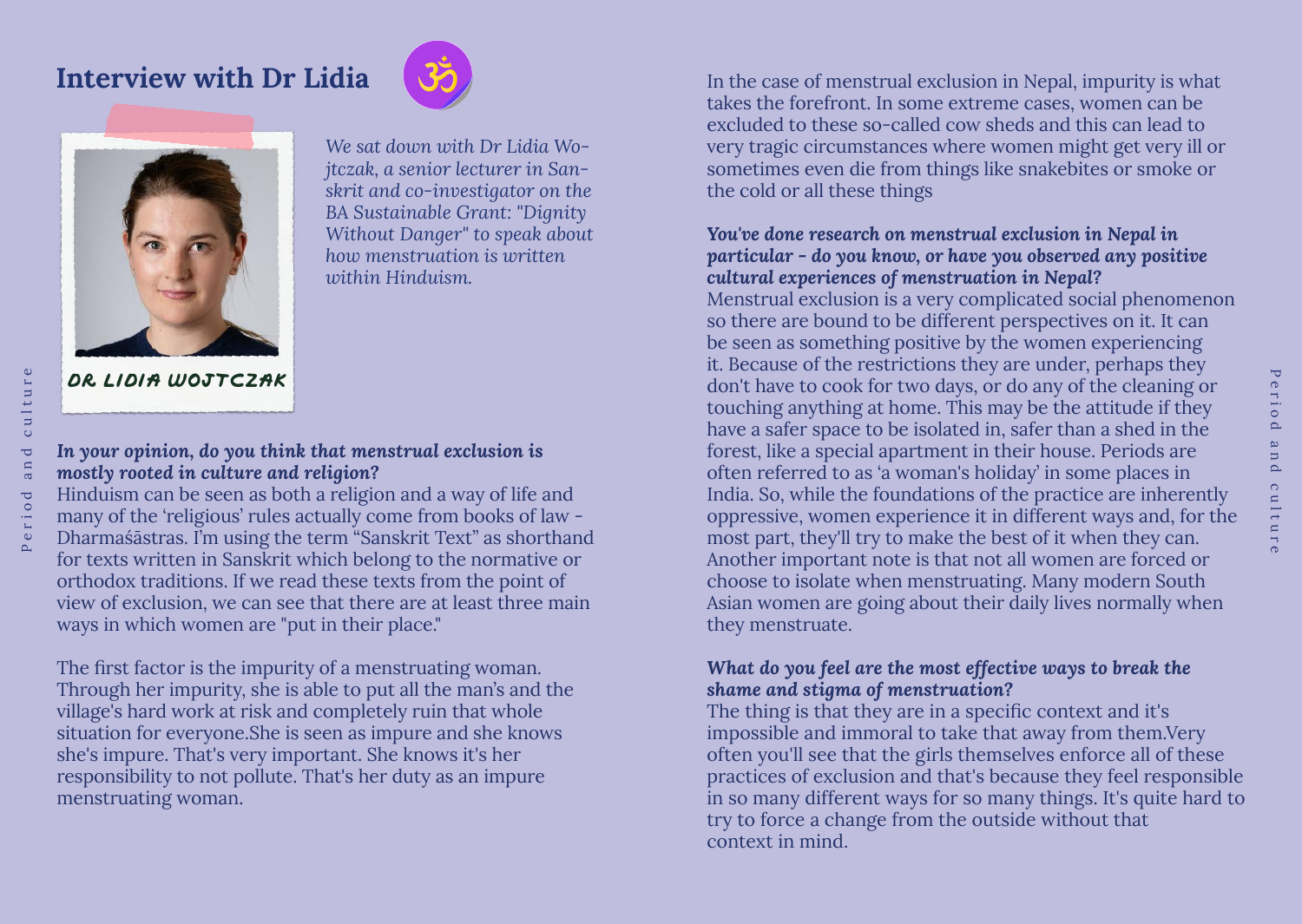## Interview with Dr Lidia

DR LIDIA WOJTCZAK

*We sat down with Dr Lidia Wojtczak, a senior lecturer in Sanskrit and co-investigator on the BA Sustainable Grant: "Dignity Without Danger" to speak about how menstruation is written within Hinduism.*

***In your opinion, do you think that menstrual exclusion is mostly rooted in culture and religion?***

Hinduism can be seen as both a religion and a way of life and many of the 'religious' rules actually come from books of law - Dharmaśāstras. I'm using the term "Sanskrit Text" as shorthand for texts written in Sanskrit which belong to the normative or orthodox traditions. If we read these texts from the point of view of exclusion, we can see that there are at least three main ways in which women are "put in their place."

The first factor is the impurity of a menstruating woman. Through her impurity, she is able to put all the man's and the village's hard work at risk and completely ruin that whole situation for everyone.She is seen as impure and she knows she's impure. That's very important. She knows it's her responsibility to not pollute. That's her duty as an impure menstruating woman.

In the case of menstrual exclusion in Nepal, impurity is what takes the forefront. In some extreme cases, women can be excluded to these so-called cow sheds and this can lead to very tragic circumstances where women might get very ill or sometimes even die from things like snakebites or smoke or the cold or all these things

***You've done research on menstrual exclusion in Nepal in particular - do you know, or have you observed any positive cultural experiences of menstruation in Nepal?***

Menstrual exclusion is a very complicated social phenomenon so there are bound to be different perspectives on it. It can be seen as something positive by the women experiencing it. Because of the restrictions they are under, perhaps they don't have to cook for two days, or do any of the cleaning or touching anything at home. This may be the attitude if they have a safer space to be isolated in, safer than a shed in the forest, like a special apartment in their house. Periods are often referred to as 'a woman's holiday' in some places in India. So, while the foundations of the practice are inherently oppressive, women experience it in different ways and, for the most part, they'll try to make the best of it when they can. Another important note is that not all women are forced or choose to isolate when menstruating. Many modern South Asian women are going about their daily lives normally when they menstruate.

***What do you feel are the most effective ways to break the shame and stigma of menstruation?***

The thing is that they are in a specific context and it's impossible and immoral to take that away from them.Very often you'll see that the girls themselves enforce all of these practices of exclusion and that's because they feel responsible in so many different ways for so many things. It's quite hard to try to force a change from the outside without that context in mind.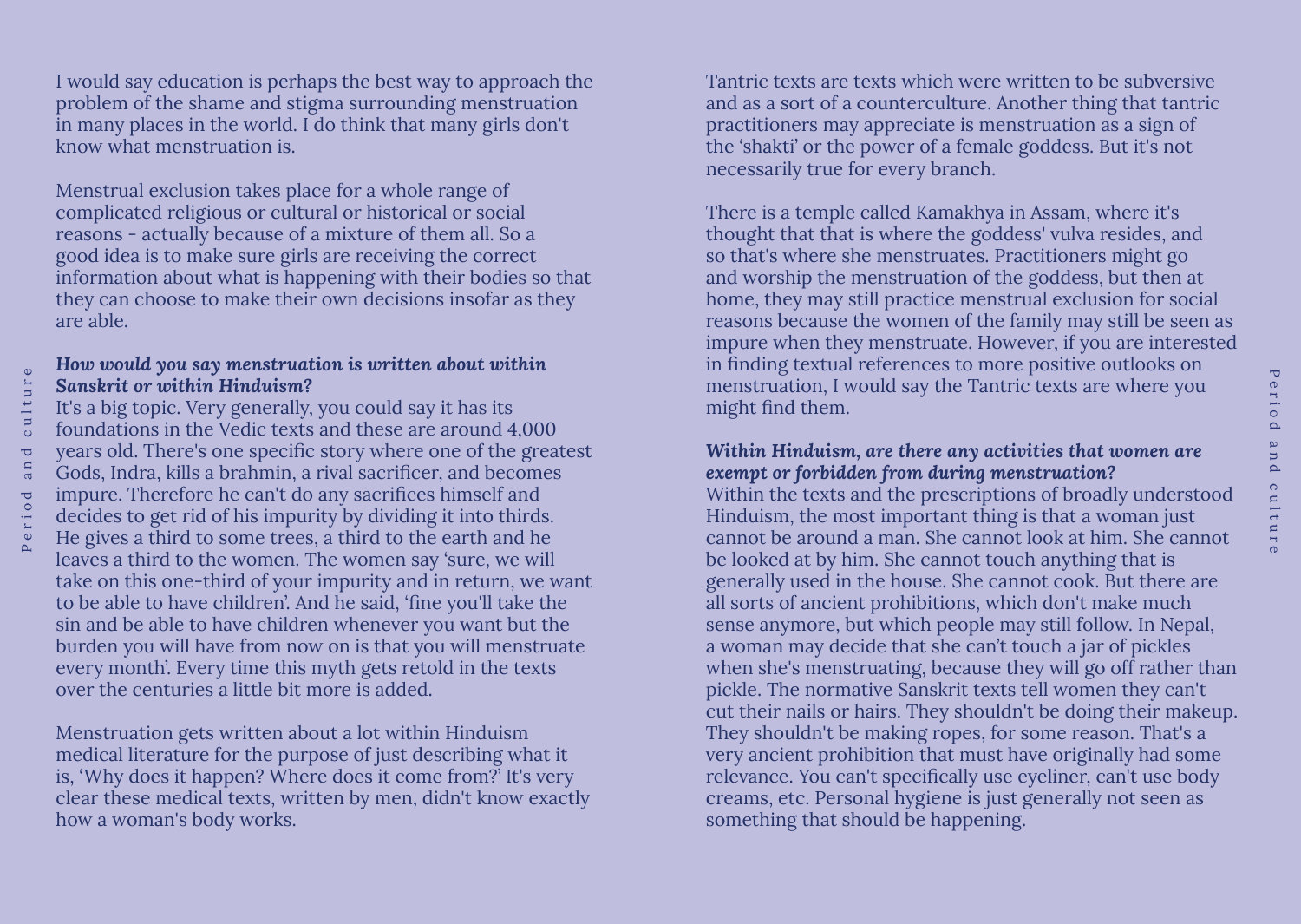I would say education is perhaps the best way to approach the problem of the shame and stigma surrounding menstruation in many places in the world. I do think that many girls don't know what menstruation is.

Menstrual exclusion takes place for a whole range of complicated religious or cultural or historical or social reasons - actually because of a mixture of them all. So a good idea is to make sure girls are receiving the correct information about what is happening with their bodies so that they can choose to make their own decisions insofar as they are able.

***How would you say menstruation is written about within Sanskrit or within Hinduism?***

It's a big topic. Very generally, you could say it has its foundations in the Vedic texts and these are around 4,000 years old. There's one specific story where one of the greatest Gods, Indra, kills a brahmin, a rival sacrificer, and becomes impure. Therefore he can't do any sacrifices himself and decides to get rid of his impurity by dividing it into thirds. He gives a third to some trees, a third to the earth and he leaves a third to the women. The women say 'sure, we will take on this one-third of your impurity and in return, we want to be able to have children'. And he said, 'fine you'll take the sin and be able to have children whenever you want but the burden you will have from now on is that you will menstruate every month'. Every time this myth gets retold in the texts over the centuries a little bit more is added.

Menstruation gets written about a lot within Hinduism medical literature for the purpose of just describing what it is, 'Why does it happen? Where does it come from?' It's very clear these medical texts, written by men, didn't know exactly how a woman's body works.

Tantric texts are texts which were written to be subversive and as a sort of a counterculture. Another thing that tantric practitioners may appreciate is menstruation as a sign of the 'shakti' or the power of a female goddess. But it's not necessarily true for every branch.

There is a temple called Kamakhya in Assam, where it's thought that that is where the goddess' vulva resides, and so that's where she menstruates. Practitioners might go and worship the menstruation of the goddess, but then at home, they may still practice menstrual exclusion for social reasons because the women of the family may still be seen as impure when they menstruate. However, if you are interested in finding textual references to more positive outlooks on menstruation, I would say the Tantric texts are where you might find them.

***Within Hinduism, are there any activities that women are exempt or forbidden from during menstruation?***

Within the texts and the prescriptions of broadly understood Hinduism, the most important thing is that a woman just cannot be around a man. She cannot look at him. She cannot be looked at by him. She cannot touch anything that is generally used in the house. She cannot cook. But there are all sorts of ancient prohibitions, which don't make much sense anymore, but which people may still follow. In Nepal, a woman may decide that she can't touch a jar of pickles when she's menstruating, because they will go off rather than pickle. The normative Sanskrit texts tell women they can't cut their nails or hairs. They shouldn't be doing their makeup. They shouldn't be making ropes, for some reason. That's a very ancient prohibition that must have originally had some relevance. You can't specifically use eyeliner, can't use body creams, etc. Personal hygiene is just generally not seen as something that should be happening.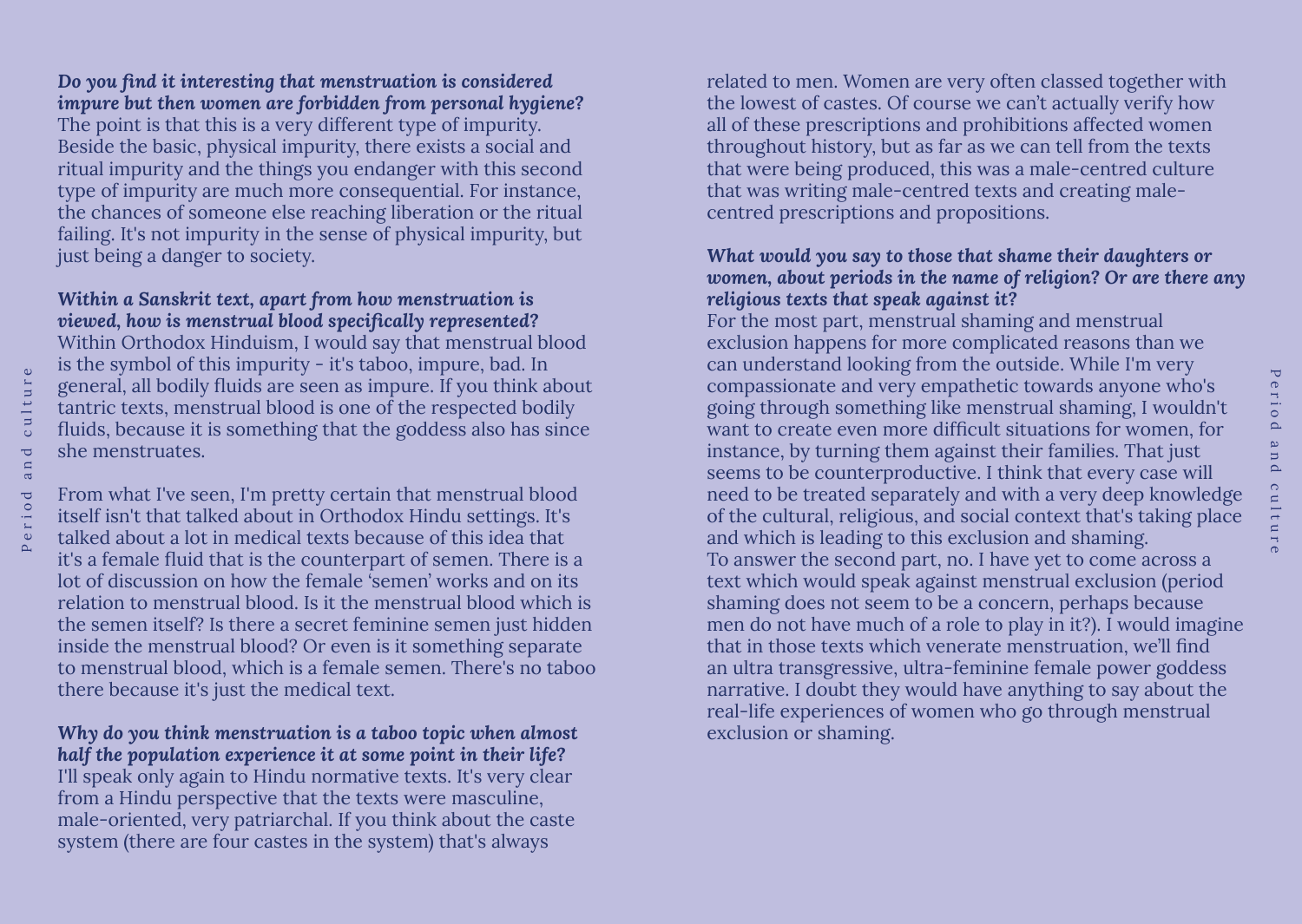***Do you find it interesting that menstruation is considered impure but then women are forbidden from personal hygiene?***
The point is that this is a very different type of impurity. Beside the basic, physical impurity, there exists a social and ritual impurity and the things you endanger with this second type of impurity are much more consequential. For instance, the chances of someone else reaching liberation or the ritual failing. It's not impurity in the sense of physical impurity, but just being a danger to society.

***Within a Sanskrit text, apart from how menstruation is viewed, how is menstrual blood specifically represented?***
Within Orthodox Hinduism, I would say that menstrual blood is the symbol of this impurity - it's taboo, impure, bad. In general, all bodily fluids are seen as impure. If you think about tantric texts, menstrual blood is one of the respected bodily fluids, because it is something that the goddess also has since she menstruates.

From what I've seen, I'm pretty certain that menstrual blood itself isn't that talked about in Orthodox Hindu settings. It's talked about a lot in medical texts because of this idea that it's a female fluid that is the counterpart of semen. There is a lot of discussion on how the female 'semen' works and on its relation to menstrual blood. Is it the menstrual blood which is the semen itself? Is there a secret feminine semen just hidden inside the menstrual blood? Or even is it something separate to menstrual blood, which is a female semen. There's no taboo there because it's just the medical text.

***Why do you think menstruation is a taboo topic when almost half the population experience it at some point in their life?***
I'll speak only again to Hindu normative texts. It's very clear from a Hindu perspective that the texts were masculine, male-oriented, very patriarchal. If you think about the caste system (there are four castes in the system) that's always related to men. Women are very often classed together with the lowest of castes. Of course we can't actually verify how all of these prescriptions and prohibitions affected women throughout history, but as far as we can tell from the texts that were being produced, this was a male-centred culture that was writing male-centred texts and creating male-centred prescriptions and propositions.

***What would you say to those that shame their daughters or women, about periods in the name of religion? Or are there any religious texts that speak against it?***
For the most part, menstrual shaming and menstrual exclusion happens for more complicated reasons than we can understand looking from the outside. While I'm very compassionate and very empathetic towards anyone who's going through something like menstrual shaming, I wouldn't want to create even more difficult situations for women, for instance, by turning them against their families. That just seems to be counterproductive. I think that every case will need to be treated separately and with a very deep knowledge of the cultural, religious, and social context that's taking place and which is leading to this exclusion and shaming.
To answer the second part, no. I have yet to come across a text which would speak against menstrual exclusion (period shaming does not seem to be a concern, perhaps because men do not have much of a role to play in it?). I would imagine that in those texts which venerate menstruation, we'll find an ultra transgressive, ultra-feminine female power goddess narrative. I doubt they would have anything to say about the real-life experiences of women who go through menstrual exclusion or shaming.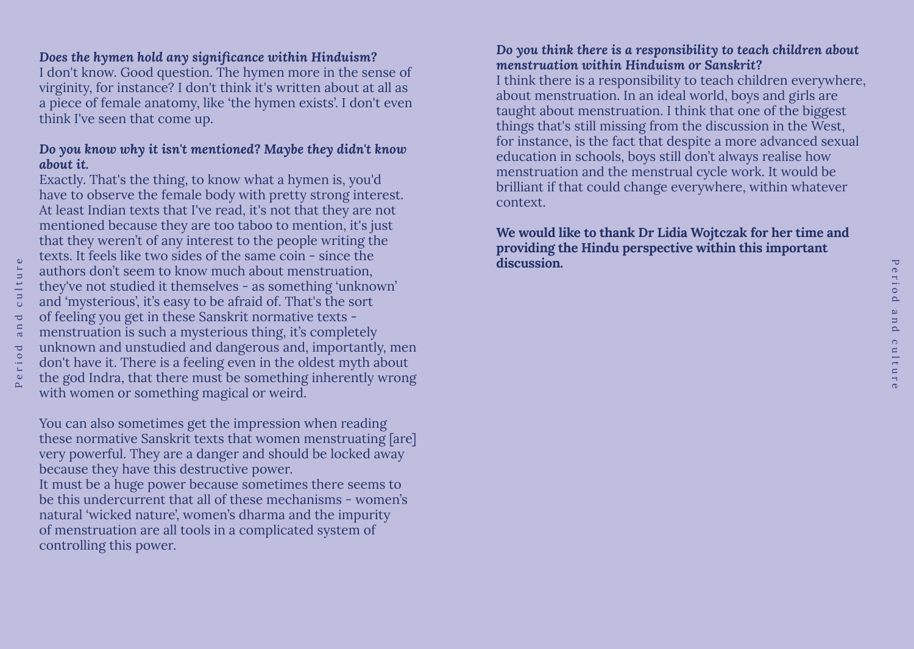***Does the hymen hold any significance within Hinduism?***
I don't know. Good question. The hymen more in the sense of virginity, for instance? I don't think it's written about at all as a piece of female anatomy, like 'the hymen exists'. I don't even think I've seen that come up.

***Do you know why it isn't mentioned? Maybe they didn't know about it.***
Exactly. That's the thing, to know what a hymen is, you'd have to observe the female body with pretty strong interest. At least Indian texts that I've read, it's not that they are not mentioned because they are too taboo to mention, it's just that they weren't of any interest to the people writing the texts. It feels like two sides of the same coin - since the authors don't seem to know much about menstruation, they've not studied it themselves - as something 'unknown' and 'mysterious', it's easy to be afraid of. That's the sort of feeling you get in these Sanskrit normative texts - menstruation is such a mysterious thing, it's completely unknown and unstudied and dangerous and, importantly, men don't have it. There is a feeling even in the oldest myth about the god Indra, that there must be something inherently wrong with women or something magical or weird.

You can also sometimes get the impression when reading these normative Sanskrit texts that women menstruating [are] very powerful. They are a danger and should be locked away because they have this destructive power.
It must be a huge power because sometimes there seems to be this undercurrent that all of these mechanisms - women's natural 'wicked nature', women's dharma and the impurity of menstruation are all tools in a complicated system of controlling this power.

***Do you think there is a responsibility to teach children about menstruation within Hinduism or Sanskrit?***
I think there is a responsibility to teach children everywhere, about menstruation. In an ideal world, boys and girls are taught about menstruation. I think that one of the biggest things that's still missing from the discussion in the West, for instance, is the fact that despite a more advanced sexual education in schools, boys still don't always realise how menstruation and the menstrual cycle work. It would be brilliant if that could change everywhere, within whatever context.

**We would like to thank Dr Lidia Wojtczak for her time and providing the Hindu perspective within this important discussion.**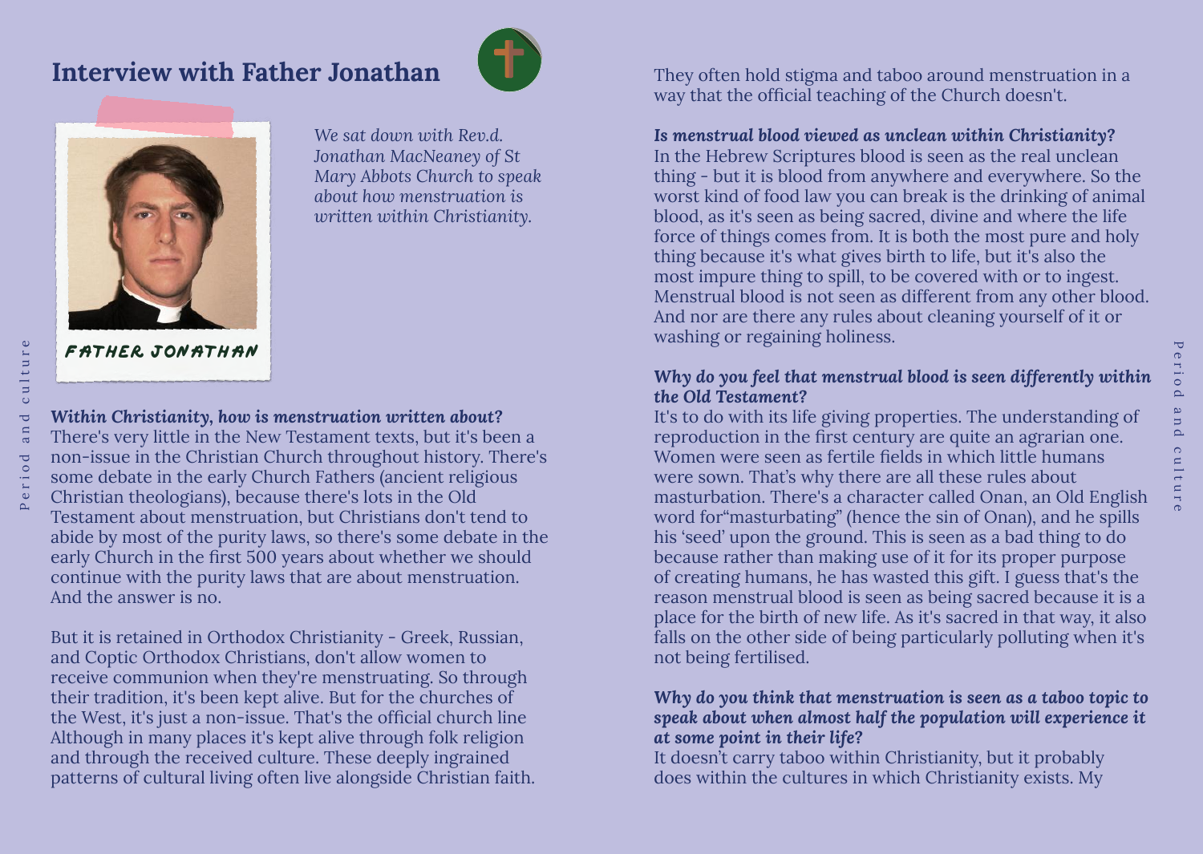## Interview with Father Jonathan

FATHER JONATHAN

*We sat down with Rev.d. Jonathan MacNeaney of St Mary Abbots Church to speak about how menstruation is written within Christianity.*

***Within Christianity, how is menstruation written about?***
There's very little in the New Testament texts, but it's been a non-issue in the Christian Church throughout history. There's some debate in the early Church Fathers (ancient religious Christian theologians), because there's lots in the Old Testament about menstruation, but Christians don't tend to abide by most of the purity laws, so there's some debate in the early Church in the first 500 years about whether we should continue with the purity laws that are about menstruation. And the answer is no.

But it is retained in Orthodox Christianity - Greek, Russian, and Coptic Orthodox Christians, don't allow women to receive communion when they're menstruating. So through their tradition, it's been kept alive. But for the churches of the West, it's just a non-issue. That's the official church line Although in many places it's kept alive through folk religion and through the received culture. These deeply ingrained patterns of cultural living often live alongside Christian faith. They often hold stigma and taboo around menstruation in a way that the official teaching of the Church doesn't.

***Is menstrual blood viewed as unclean within Christianity?***
In the Hebrew Scriptures blood is seen as the real unclean thing - but it is blood from anywhere and everywhere. So the worst kind of food law you can break is the drinking of animal blood, as it's seen as being sacred, divine and where the life force of things comes from. It is both the most pure and holy thing because it's what gives birth to life, but it's also the most impure thing to spill, to be covered with or to ingest. Menstrual blood is not seen as different from any other blood. And nor are there any rules about cleaning yourself of it or washing or regaining holiness.

***Why do you feel that menstrual blood is seen differently within the Old Testament?***
It's to do with its life giving properties. The understanding of reproduction in the first century are quite an agrarian one. Women were seen as fertile fields in which little humans were sown. That's why there are all these rules about masturbation. There's a character called Onan, an Old English word for"masturbating" (hence the sin of Onan), and he spills his 'seed' upon the ground. This is seen as a bad thing to do because rather than making use of it for its proper purpose of creating humans, he has wasted this gift. I guess that's the reason menstrual blood is seen as being sacred because it is a place for the birth of new life. As it's sacred in that way, it also falls on the other side of being particularly polluting when it's not being fertilised.

***Why do you think that menstruation is seen as a taboo topic to speak about when almost half the population will experience it at some point in their life?***
It doesn't carry taboo within Christianity, but it probably does within the cultures in which Christianity exists. My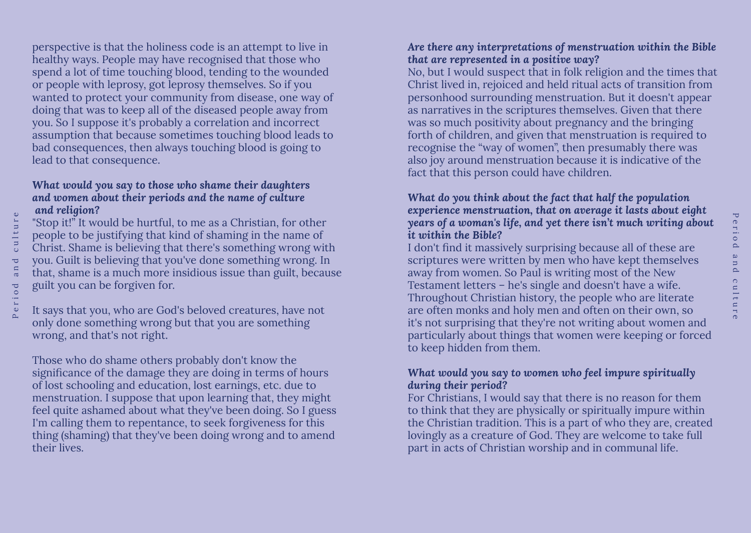perspective is that the holiness code is an attempt to live in healthy ways. People may have recognised that those who spend a lot of time touching blood, tending to the wounded or people with leprosy, got leprosy themselves. So if you wanted to protect your community from disease, one way of doing that was to keep all of the diseased people away from you. So I suppose it's probably a correlation and incorrect assumption that because sometimes touching blood leads to bad consequences, then always touching blood is going to lead to that consequence.

***What would you say to those who shame their daughters and women about their periods and the name of culture and religion?***

"Stop it!" It would be hurtful, to me as a Christian, for other people to be justifying that kind of shaming in the name of Christ. Shame is believing that there's something wrong with you. Guilt is believing that you've done something wrong. In that, shame is a much more insidious issue than guilt, because guilt you can be forgiven for.

It says that you, who are God's beloved creatures, have not only done something wrong but that you are something wrong, and that's not right.

Those who do shame others probably don't know the significance of the damage they are doing in terms of hours of lost schooling and education, lost earnings, etc. due to menstruation. I suppose that upon learning that, they might feel quite ashamed about what they've been doing. So I guess I'm calling them to repentance, to seek forgiveness for this thing (shaming) that they've been doing wrong and to amend their lives.

***Are there any interpretations of menstruation within the Bible that are represented in a positive way?***

No, but I would suspect that in folk religion and the times that Christ lived in, rejoiced and held ritual acts of transition from personhood surrounding menstruation. But it doesn't appear as narratives in the scriptures themselves. Given that there was so much positivity about pregnancy and the bringing forth of children, and given that menstruation is required to recognise the “way of women”, then presumably there was also joy around menstruation because it is indicative of the fact that this person could have children.

***What do you think about the fact that half the population experience menstruation, that on average it lasts about eight years of a woman's life, and yet there isn't much writing about it within the Bible?***

I don't find it massively surprising because all of these are scriptures were written by men who have kept themselves away from women. So Paul is writing most of the New Testament letters – he's single and doesn't have a wife. Throughout Christian history, the people who are literate are often monks and holy men and often on their own, so it's not surprising that they're not writing about women and particularly about things that women were keeping or forced to keep hidden from them.

***What would you say to women who feel impure spiritually during their period?***

For Christians, I would say that there is no reason for them to think that they are physically or spiritually impure within the Christian tradition. This is a part of who they are, created lovingly as a creature of God. They are welcome to take full part in acts of Christian worship and in communal life.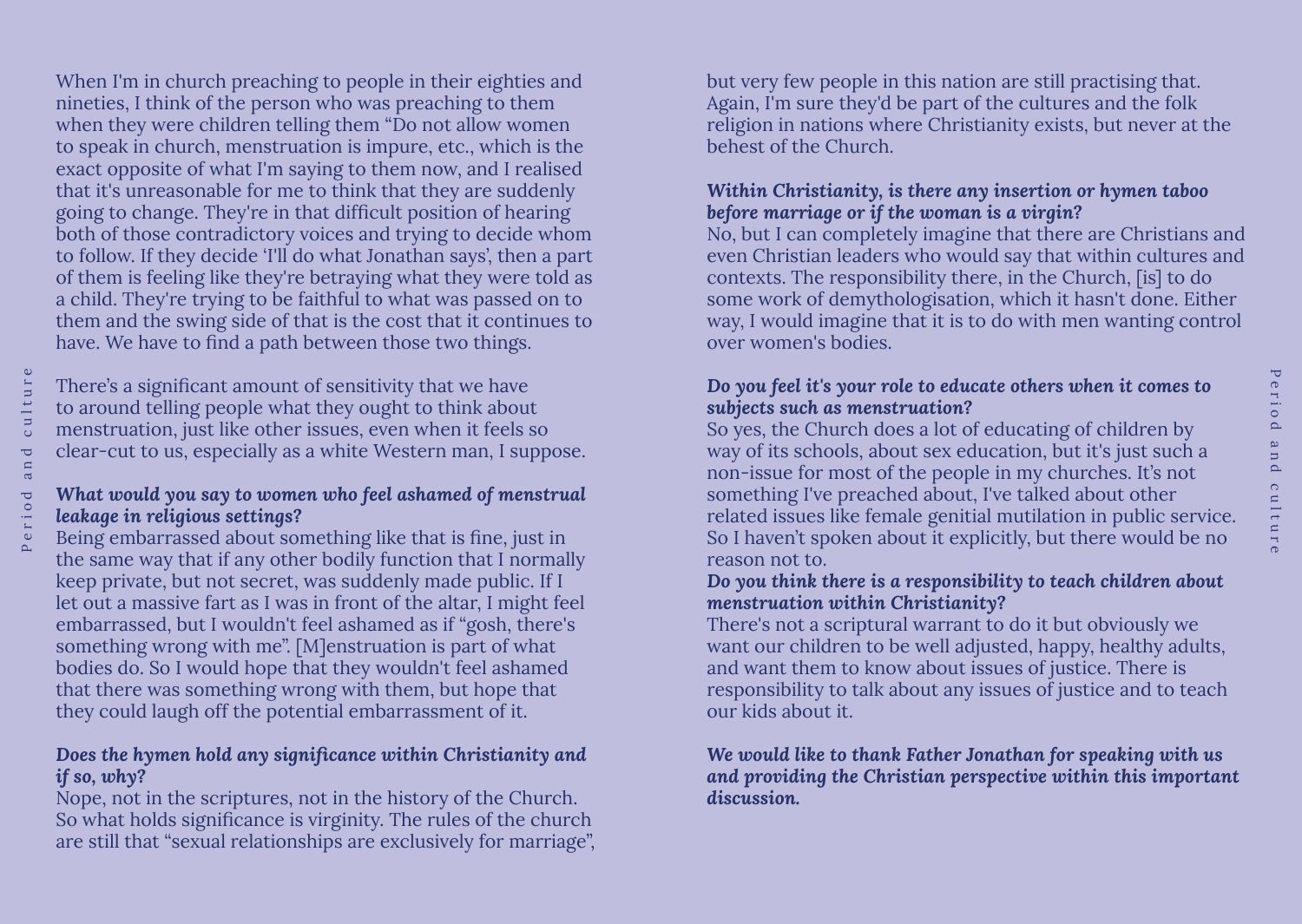When I'm in church preaching to people in their eighties and nineties, I think of the person who was preaching to them when they were children telling them "Do not allow women to speak in church, menstruation is impure, etc., which is the exact opposite of what I'm saying to them now, and I realised that it's unreasonable for me to think that they are suddenly going to change. They're in that difficult position of hearing both of those contradictory voices and trying to decide whom to follow. If they decide 'I'll do what Jonathan says', then a part of them is feeling like they're betraying what they were told as a child. They're trying to be faithful to what was passed on to them and the swing side of that is the cost that it continues to have. We have to find a path between those two things.

There's a significant amount of sensitivity that we have to around telling people what they ought to think about menstruation, just like other issues, even when it feels so clear-cut to us, especially as a white Western man, I suppose.

***What would you say to women who feel ashamed of menstrual leakage in religious settings?***
Being embarrassed about something like that is fine, just in the same way that if any other bodily function that I normally keep private, but not secret, was suddenly made public. If I let out a massive fart as I was in front of the altar, I might feel embarrassed, but I wouldn't feel ashamed as if "gosh, there's something wrong with me". [M]enstruation is part of what bodies do. So I would hope that they wouldn't feel ashamed that there was something wrong with them, but hope that they could laugh off the potential embarrassment of it.

***Does the hymen hold any significance within Christianity and if so, why?***
Nope, not in the scriptures, not in the history of the Church. So what holds significance is virginity. The rules of the church are still that "sexual relationships are exclusively for marriage", but very few people in this nation are still practising that. Again, I'm sure they'd be part of the cultures and the folk religion in nations where Christianity exists, but never at the behest of the Church.

***Within Christianity, is there any insertion or hymen taboo before marriage or if the woman is a virgin?***
No, but I can completely imagine that there are Christians and even Christian leaders who would say that within cultures and contexts. The responsibility there, in the Church, [is] to do some work of demythologisation, which it hasn't done. Either way, I would imagine that it is to do with men wanting control over women's bodies.

***Do you feel it's your role to educate others when it comes to subjects such as menstruation?***
So yes, the Church does a lot of educating of children by way of its schools, about sex education, but it's just such a non-issue for most of the people in my churches. It's not something I've preached about, I've talked about other related issues like female genitial mutilation in public service. So I haven't spoken about it explicitly, but there would be no reason not to.

***Do you think there is a responsibility to teach children about menstruation within Christianity?***
There's not a scriptural warrant to do it but obviously we want our children to be well adjusted, happy, healthy adults, and want them to know about issues of justice. There is responsibility to talk about any issues of justice and to teach our kids about it.

***We would like to thank Father Jonathan for speaking with us and providing the Christian perspective within this important discussion.***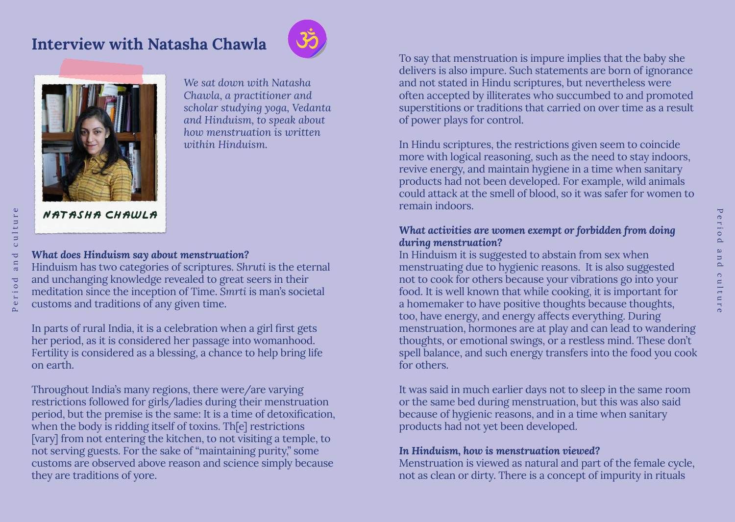## Interview with Natasha Chawla

NATASHA CHAWLA

*We sat down with Natasha Chawla, a practitioner and scholar studying yoga, Vedanta and Hinduism, to speak about how menstruation is written within Hinduism.*

***What does Hinduism say about menstruation?***
Hinduism has two categories of scriptures. *Shruti* is the eternal and unchanging knowledge revealed to great seers in their meditation since the inception of Time. *Smrti* is man's societal customs and traditions of any given time.

In parts of rural India, it is a celebration when a girl first gets her period, as it is considered her passage into womanhood. Fertility is considered as a blessing, a chance to help bring life on earth.

Throughout India's many regions, there were/are varying restrictions followed for girls/ladies during their menstruation period, but the premise is the same: It is a time of detoxification, when the body is ridding itself of toxins. Th[e] restrictions [vary] from not entering the kitchen, to not visiting a temple, to not serving guests. For the sake of "maintaining purity," some customs are observed above reason and science simply because they are traditions of yore.

To say that menstruation is impure implies that the baby she delivers is also impure. Such statements are born of ignorance and not stated in Hindu scriptures, but nevertheless were often accepted by illiterates who succumbed to and promoted superstitions or traditions that carried on over time as a result of power plays for control.

In Hindu scriptures, the restrictions given seem to coincide more with logical reasoning, such as the need to stay indoors, revive energy, and maintain hygiene in a time when sanitary products had not been developed. For example, wild animals could attack at the smell of blood, so it was safer for women to remain indoors.

***What activities are women exempt or forbidden from doing during menstruation?***
In Hinduism it is suggested to abstain from sex when menstruating due to hygienic reasons. It is also suggested not to cook for others because your vibrations go into your food. It is well known that while cooking, it is important for a homemaker to have positive thoughts because thoughts, too, have energy, and energy affects everything. During menstruation, hormones are at play and can lead to wandering thoughts, or emotional swings, or a restless mind. These don't spell balance, and such energy transfers into the food you cook for others.

It was said in much earlier days not to sleep in the same room or the same bed during menstruation, but this was also said because of hygienic reasons, and in a time when sanitary products had not yet been developed.

***In Hinduism, how is menstruation viewed?***
Menstruation is viewed as natural and part of the female cycle, not as clean or dirty. There is a concept of impurity in rituals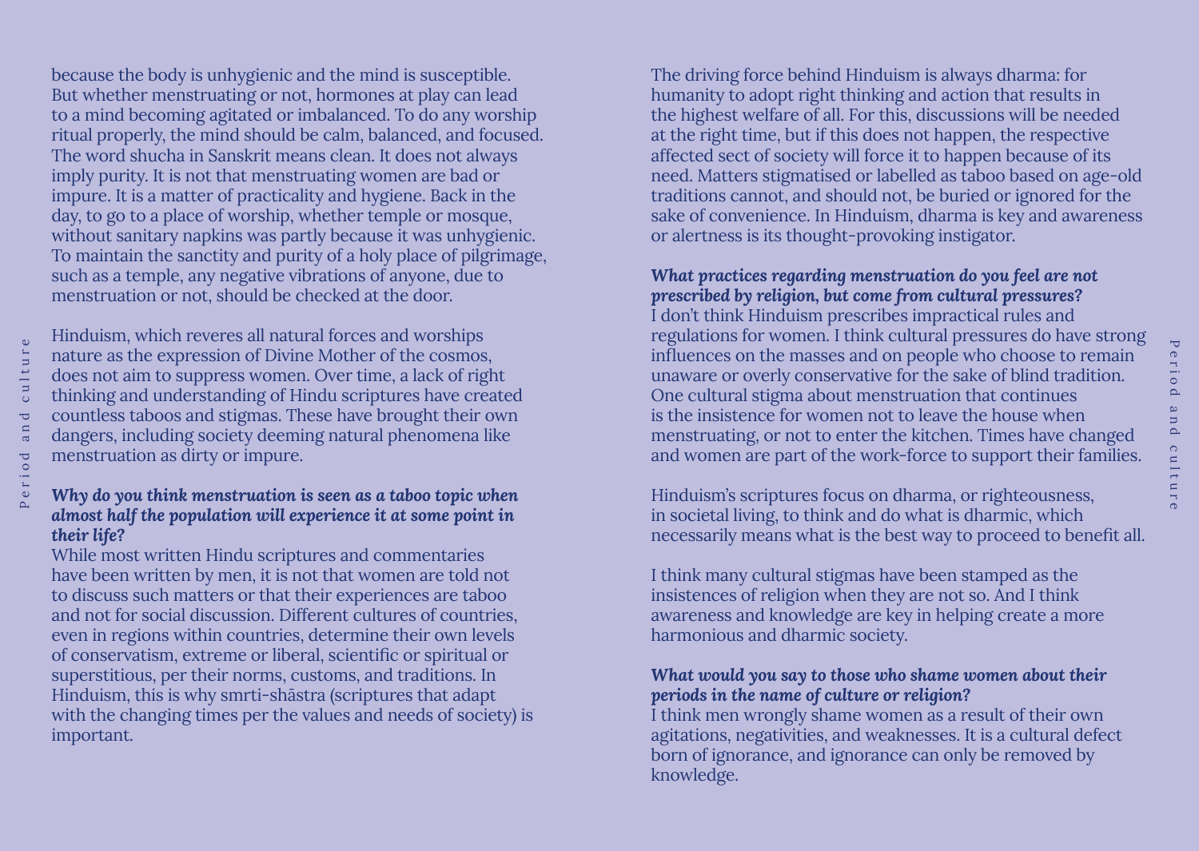because the body is unhygienic and the mind is susceptible. But whether menstruating or not, hormones at play can lead to a mind becoming agitated or imbalanced. To do any worship ritual properly, the mind should be calm, balanced, and focused. The word shucha in Sanskrit means clean. It does not always imply purity. It is not that menstruating women are bad or impure. It is a matter of practicality and hygiene. Back in the day, to go to a place of worship, whether temple or mosque, without sanitary napkins was partly because it was unhygienic. To maintain the sanctity and purity of a holy place of pilgrimage, such as a temple, any negative vibrations of anyone, due to menstruation or not, should be checked at the door.

Hinduism, which reveres all natural forces and worships nature as the expression of Divine Mother of the cosmos, does not aim to suppress women. Over time, a lack of right thinking and understanding of Hindu scriptures have created countless taboos and stigmas. These have brought their own dangers, including society deeming natural phenomena like menstruation as dirty or impure.

***Why do you think menstruation is seen as a taboo topic when almost half the population will experience it at some point in their life?***

While most written Hindu scriptures and commentaries have been written by men, it is not that women are told not to discuss such matters or that their experiences are taboo and not for social discussion. Different cultures of countries, even in regions within countries, determine their own levels of conservatism, extreme or liberal, scientific or spiritual or superstitious, per their norms, customs, and traditions. In Hinduism, this is why smrti-shāstra (scriptures that adapt with the changing times per the values and needs of society) is important.

The driving force behind Hinduism is always dharma: for humanity to adopt right thinking and action that results in the highest welfare of all. For this, discussions will be needed at the right time, but if this does not happen, the respective affected sect of society will force it to happen because of its need. Matters stigmatised or labelled as taboo based on age-old traditions cannot, and should not, be buried or ignored for the sake of convenience. In Hinduism, dharma is key and awareness or alertness is its thought-provoking instigator.

***What practices regarding menstruation do you feel are not prescribed by religion, but come from cultural pressures?***

I don't think Hinduism prescribes impractical rules and regulations for women. I think cultural pressures do have strong influences on the masses and on people who choose to remain unaware or overly conservative for the sake of blind tradition. One cultural stigma about menstruation that continues is the insistence for women not to leave the house when menstruating, or not to enter the kitchen. Times have changed and women are part of the work-force to support their families.

Hinduism's scriptures focus on dharma, or righteousness, in societal living, to think and do what is dharmic, which necessarily means what is the best way to proceed to benefit all.

I think many cultural stigmas have been stamped as the insistences of religion when they are not so. And I think awareness and knowledge are key in helping create a more harmonious and dharmic society.

***What would you say to those who shame women about their periods in the name of culture or religion?***

I think men wrongly shame women as a result of their own agitations, negativities, and weaknesses. It is a cultural defect born of ignorance, and ignorance can only be removed by knowledge.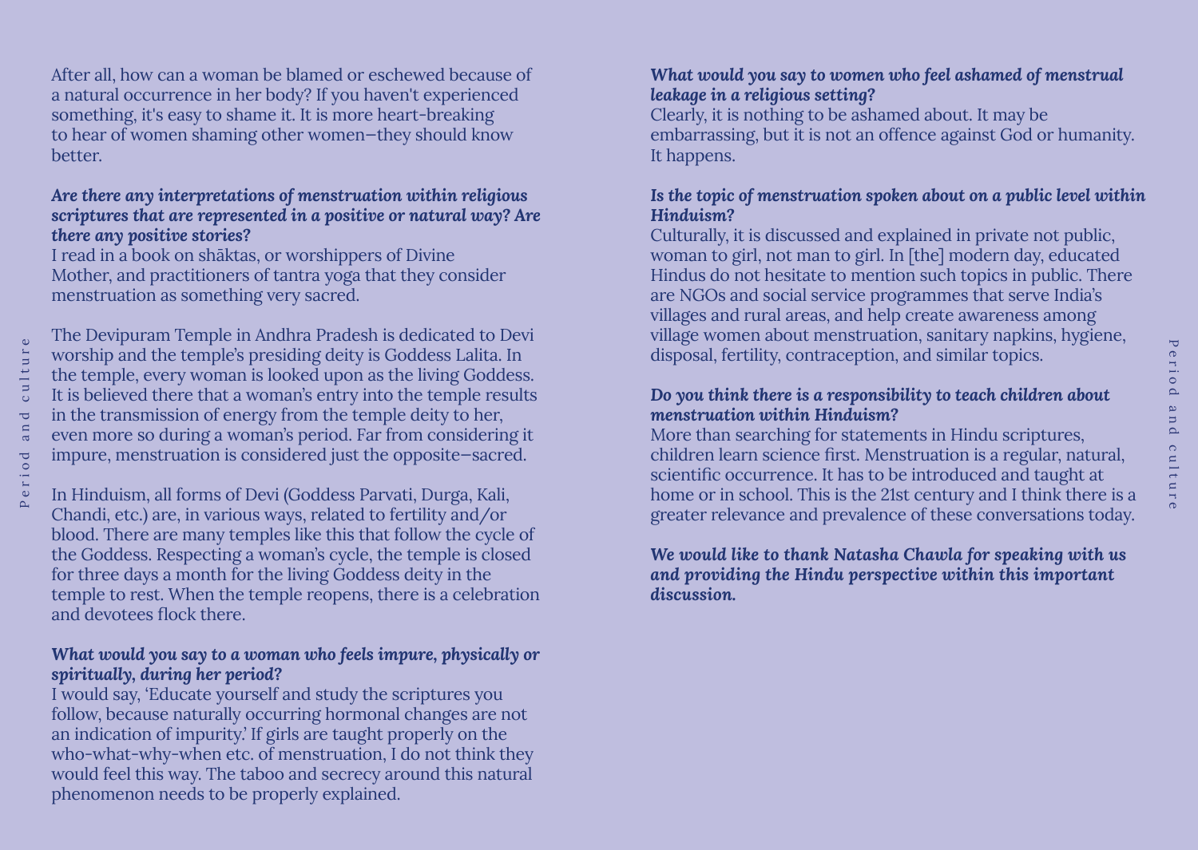After all, how can a woman be blamed or eschewed because of a natural occurrence in her body? If you haven't experienced something, it's easy to shame it. It is more heart-breaking to hear of women shaming other women–they should know better.

***Are there any interpretations of menstruation within religious scriptures that are represented in a positive or natural way? Are there any positive stories?***

I read in a book on shāktas, or worshippers of Divine Mother, and practitioners of tantra yoga that they consider menstruation as something very sacred.

The Devipuram Temple in Andhra Pradesh is dedicated to Devi worship and the temple's presiding deity is Goddess Lalita. In the temple, every woman is looked upon as the living Goddess. It is believed there that a woman's entry into the temple results in the transmission of energy from the temple deity to her, even more so during a woman's period. Far from considering it impure, menstruation is considered just the opposite–sacred.

In Hinduism, all forms of Devi (Goddess Parvati, Durga, Kali, Chandi, etc.) are, in various ways, related to fertility and/or blood. There are many temples like this that follow the cycle of the Goddess. Respecting a woman's cycle, the temple is closed for three days a month for the living Goddess deity in the temple to rest. When the temple reopens, there is a celebration and devotees flock there.

***What would you say to a woman who feels impure, physically or spiritually, during her period?***

I would say, 'Educate yourself and study the scriptures you follow, because naturally occurring hormonal changes are not an indication of impurity.' If girls are taught properly on the who-what-why-when etc. of menstruation, I do not think they would feel this way. The taboo and secrecy around this natural phenomenon needs to be properly explained.

***What would you say to women who feel ashamed of menstrual leakage in a religious setting?***

Clearly, it is nothing to be ashamed about. It may be embarrassing, but it is not an offence against God or humanity. It happens.

***Is the topic of menstruation spoken about on a public level within Hinduism?***

Culturally, it is discussed and explained in private not public, woman to girl, not man to girl. In [the] modern day, educated Hindus do not hesitate to mention such topics in public. There are NGOs and social service programmes that serve India's villages and rural areas, and help create awareness among village women about menstruation, sanitary napkins, hygiene, disposal, fertility, contraception, and similar topics.

***Do you think there is a responsibility to teach children about menstruation within Hinduism?***

More than searching for statements in Hindu scriptures, children learn science first. Menstruation is a regular, natural, scientific occurrence. It has to be introduced and taught at home or in school. This is the 21st century and I think there is a greater relevance and prevalence of these conversations today.

***We would like to thank Natasha Chawla for speaking with us and providing the Hindu perspective within this important discussion.***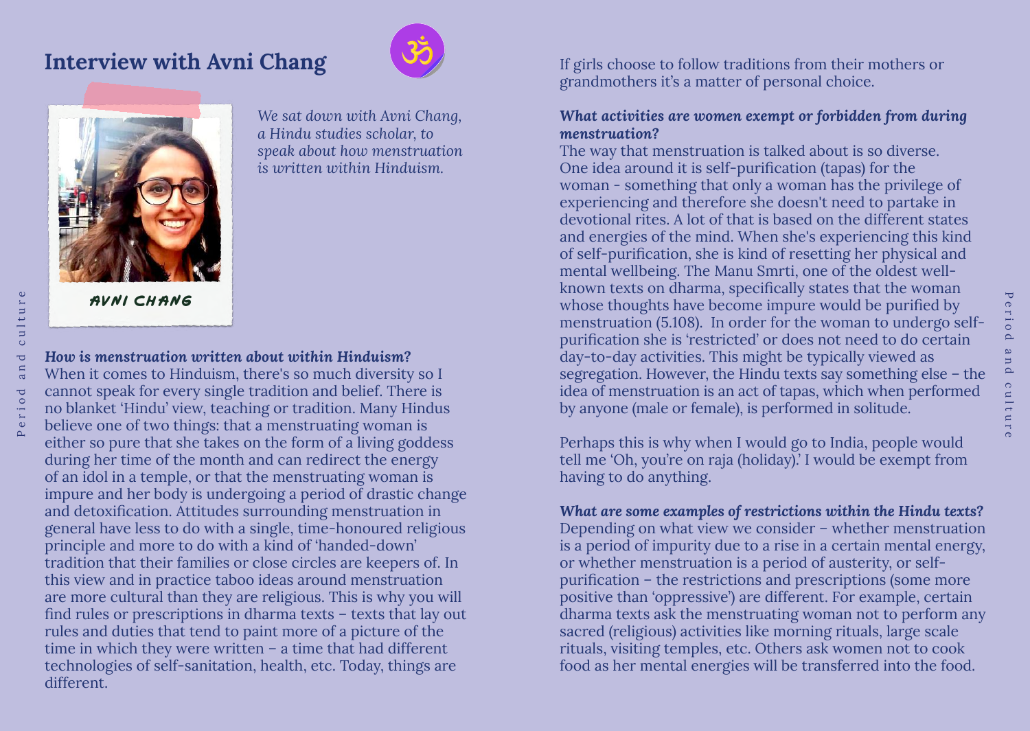## Interview with Avni Chang

AVNI CHANG

*We sat down with Avni Chang, a Hindu studies scholar, to speak about how menstruation is written within Hinduism.*

***How is menstruation written about within Hinduism?***

When it comes to Hinduism, there's so much diversity so I cannot speak for every single tradition and belief. There is no blanket 'Hindu' view, teaching or tradition. Many Hindus believe one of two things: that a menstruating woman is either so pure that she takes on the form of a living goddess during her time of the month and can redirect the energy of an idol in a temple, or that the menstruating woman is impure and her body is undergoing a period of drastic change and detoxification. Attitudes surrounding menstruation in general have less to do with a single, time-honoured religious principle and more to do with a kind of 'handed-down' tradition that their families or close circles are keepers of. In this view and in practice taboo ideas around menstruation are more cultural than they are religious. This is why you will find rules or prescriptions in dharma texts – texts that lay out rules and duties that tend to paint more of a picture of the time in which they were written – a time that had different technologies of self-sanitation, health, etc. Today, things are different.

If girls choose to follow traditions from their mothers or grandmothers it's a matter of personal choice.

***What activities are women exempt or forbidden from during menstruation?***

The way that menstruation is talked about is so diverse. One idea around it is self-purification (tapas) for the woman - something that only a woman has the privilege of experiencing and therefore she doesn't need to partake in devotional rites. A lot of that is based on the different states and energies of the mind. When she's experiencing this kind of self-purification, she is kind of resetting her physical and mental wellbeing. The Manu Smrti, one of the oldest well-known texts on dharma, specifically states that the woman whose thoughts have become impure would be purified by menstruation (5.108). In order for the woman to undergo self-purification she is 'restricted' or does not need to do certain day-to-day activities. This might be typically viewed as segregation. However, the Hindu texts say something else – the idea of menstruation is an act of tapas, which when performed by anyone (male or female), is performed in solitude.

Perhaps this is why when I would go to India, people would tell me 'Oh, you're on raja (holiday).' I would be exempt from having to do anything.

***What are some examples of restrictions within the Hindu texts?***

Depending on what view we consider – whether menstruation is a period of impurity due to a rise in a certain mental energy, or whether menstruation is a period of austerity, or self-purification – the restrictions and prescriptions (some more positive than 'oppressive') are different. For example, certain dharma texts ask the menstruating woman not to perform any sacred (religious) activities like morning rituals, large scale rituals, visiting temples, etc. Others ask women not to cook food as her mental energies will be transferred into the food.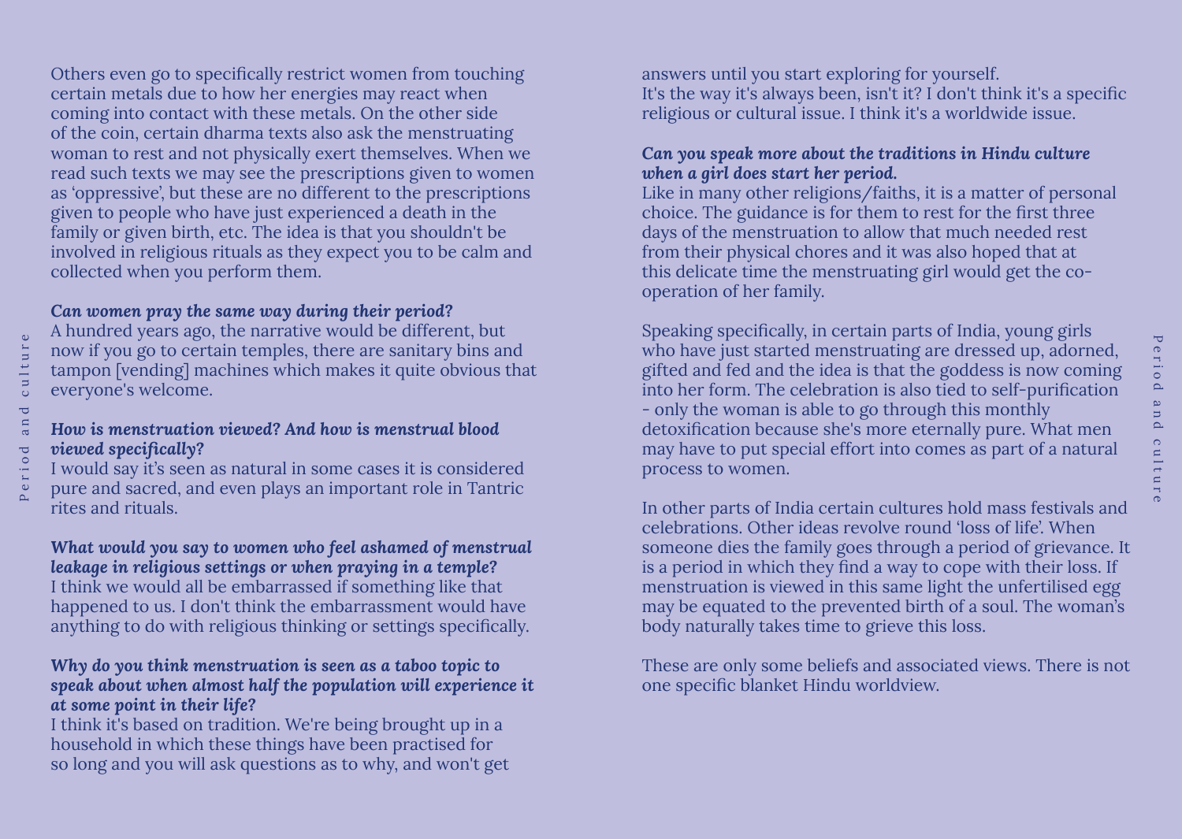Others even go to specifically restrict women from touching certain metals due to how her energies may react when coming into contact with these metals. On the other side of the coin, certain dharma texts also ask the menstruating woman to rest and not physically exert themselves. When we read such texts we may see the prescriptions given to women as 'oppressive', but these are no different to the prescriptions given to people who have just experienced a death in the family or given birth, etc. The idea is that you shouldn't be involved in religious rituals as they expect you to be calm and collected when you perform them.

***Can women pray the same way during their period?***
A hundred years ago, the narrative would be different, but now if you go to certain temples, there are sanitary bins and tampon [vending] machines which makes it quite obvious that everyone's welcome.

***How is menstruation viewed? And how is menstrual blood viewed specifically?***
I would say it's seen as natural in some cases it is considered pure and sacred, and even plays an important role in Tantric rites and rituals.

***What would you say to women who feel ashamed of menstrual leakage in religious settings or when praying in a temple?***
I think we would all be embarrassed if something like that happened to us. I don't think the embarrassment would have anything to do with religious thinking or settings specifically.

***Why do you think menstruation is seen as a taboo topic to speak about when almost half the population will experience it at some point in their life?***
I think it's based on tradition. We're being brought up in a household in which these things have been practised for so long and you will ask questions as to why, and won't get answers until you start exploring for yourself.
It's the way it's always been, isn't it? I don't think it's a specific religious or cultural issue. I think it's a worldwide issue.

***Can you speak more about the traditions in Hindu culture when a girl does start her period.***
Like in many other religions/faiths, it is a matter of personal choice. The guidance is for them to rest for the first three days of the menstruation to allow that much needed rest from their physical chores and it was also hoped that at this delicate time the menstruating girl would get the co-operation of her family.

Speaking specifically, in certain parts of India, young girls who have just started menstruating are dressed up, adorned, gifted and fed and the idea is that the goddess is now coming into her form. The celebration is also tied to self-purification - only the woman is able to go through this monthly detoxification because she's more eternally pure. What men may have to put special effort into comes as part of a natural process to women.

In other parts of India certain cultures hold mass festivals and celebrations. Other ideas revolve round 'loss of life'. When someone dies the family goes through a period of grievance. It is a period in which they find a way to cope with their loss. If menstruation is viewed in this same light the unfertilised egg may be equated to the prevented birth of a soul. The woman's body naturally takes time to grieve this loss.

These are only some beliefs and associated views. There is not one specific blanket Hindu worldview.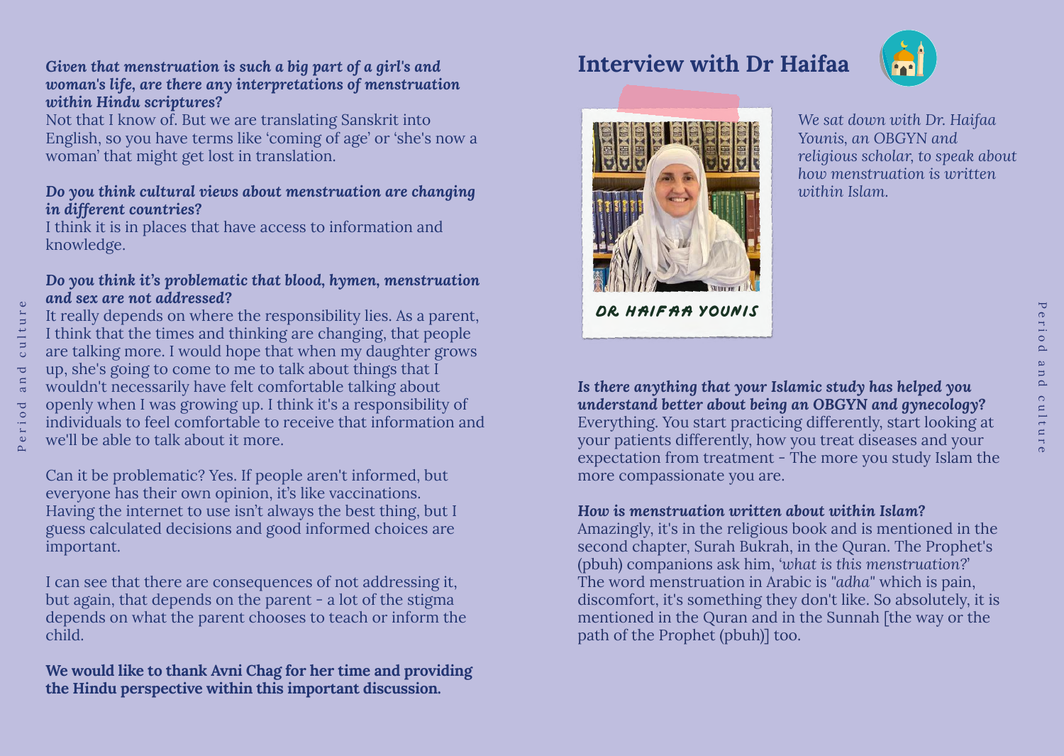***Given that menstruation is such a big part of a girl's and woman's life, are there any interpretations of menstruation within Hindu scriptures?***
Not that I know of. But we are translating Sanskrit into English, so you have terms like 'coming of age' or 'she's now a woman' that might get lost in translation.

***Do you think cultural views about menstruation are changing in different countries?***
I think it is in places that have access to information and knowledge.

***Do you think it's problematic that blood, hymen, menstruation and sex are not addressed?***
It really depends on where the responsibility lies. As a parent, I think that the times and thinking are changing, that people are talking more. I would hope that when my daughter grows up, she's going to come to me to talk about things that I wouldn't necessarily have felt comfortable talking about openly when I was growing up. I think it's a responsibility of individuals to feel comfortable to receive that information and we'll be able to talk about it more.

Can it be problematic? Yes. If people aren't informed, but everyone has their own opinion, it's like vaccinations. Having the internet to use isn't always the best thing, but I guess calculated decisions and good informed choices are important.

I can see that there are consequences of not addressing it, but again, that depends on the parent - a lot of the stigma depends on what the parent chooses to teach or inform the child.

**We would like to thank Avni Chag for her time and providing the Hindu perspective within this important discussion.**

## Interview with Dr Haifaa

DR. HAIFAA YOUNIS

*We sat down with Dr. Haifaa Younis, an OBGYN and religious scholar, to speak about how menstruation is written within Islam.*

***Is there anything that your Islamic study has helped you understand better about being an OBGYN and gynecology?***
Everything. You start practicing differently, start looking at your patients differently, how you treat diseases and your expectation from treatment - The more you study Islam the more compassionate you are.

***How is menstruation written about within Islam?***
Amazingly, it's in the religious book and is mentioned in the second chapter, Surah Bukrah, in the Quran. The Prophet's (pbuh) companions ask him, *'what is this menstruation?'* The word menstruation in Arabic is "*adha*" which is pain, discomfort, it's something they don't like. So absolutely, it is mentioned in the Quran and in the Sunnah [the way or the path of the Prophet (pbuh)] too.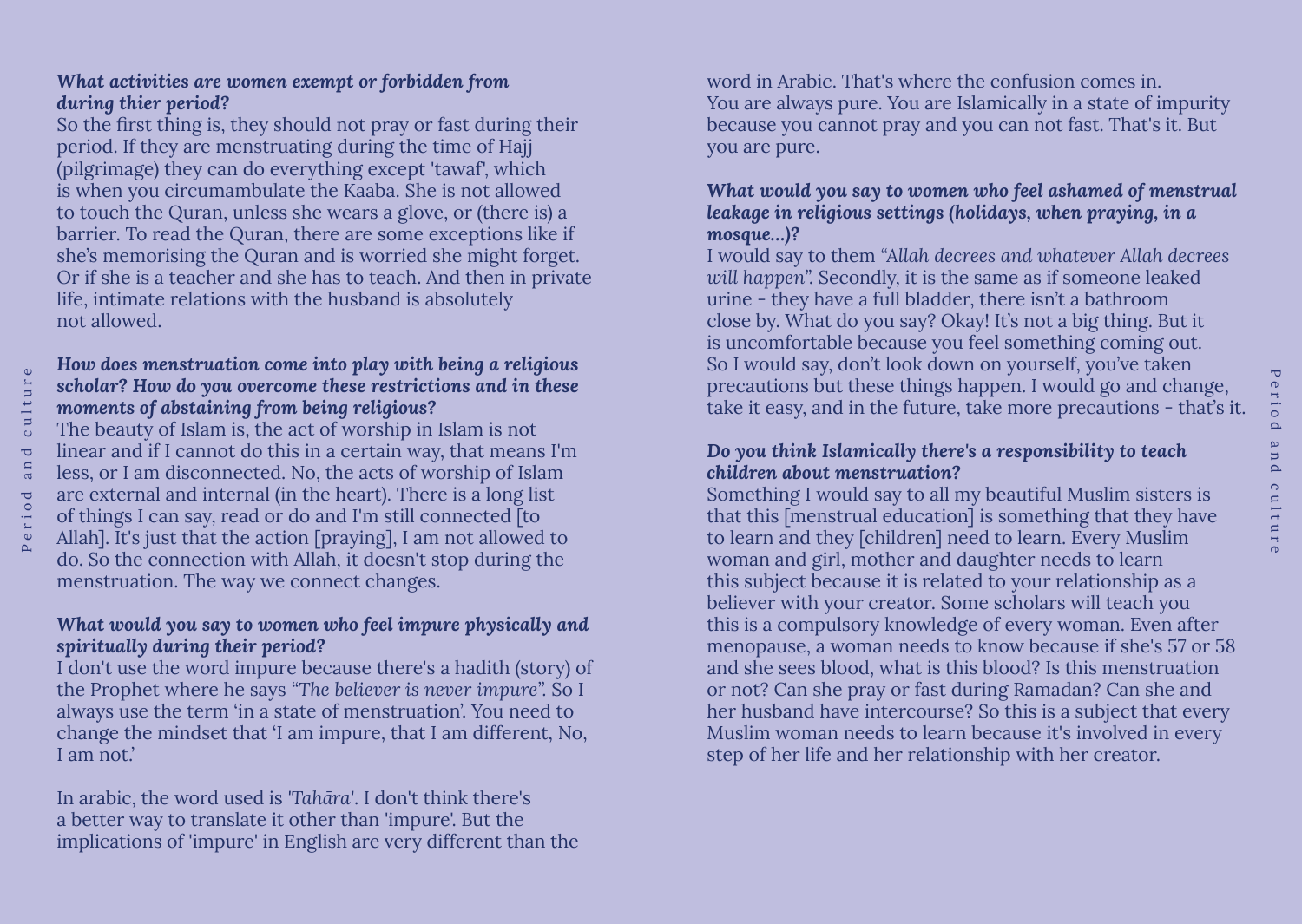***What activities are women exempt or forbidden from during thier period?***

So the first thing is, they should not pray or fast during their period. If they are menstruating during the time of Hajj (pilgrimage) they can do everything except 'tawaf', which is when you circumambulate the Kaaba. She is not allowed to touch the Quran, unless she wears a glove, or (there is) a barrier. To read the Quran, there are some exceptions like if she's memorising the Quran and is worried she might forget. Or if she is a teacher and she has to teach. And then in private life, intimate relations with the husband is absolutely not allowed.

***How does menstruation come into play with being a religious scholar? How do you overcome these restrictions and in these moments of abstaining from being religious?***

The beauty of Islam is, the act of worship in Islam is not linear and if I cannot do this in a certain way, that means I'm less, or I am disconnected. No, the acts of worship of Islam are external and internal (in the heart). There is a long list of things I can say, read or do and I'm still connected [to Allah]. It's just that the action [praying], I am not allowed to do. So the connection with Allah, it doesn't stop during the menstruation. The way we connect changes.

***What would you say to women who feel impure physically and spiritually during their period?***

I don't use the word impure because there's a hadith (story) of the Prophet where he says *"The believer is never impure"*. So I always use the term 'in a state of menstruation'. You need to change the mindset that 'I am impure, that I am different, No, I am not.'

In arabic, the word used is *'Tahāra'*. I don't think there's a better way to translate it other than 'impure'. But the implications of 'impure' in English are very different than the word in Arabic. That's where the confusion comes in. You are always pure. You are Islamically in a state of impurity because you cannot pray and you can not fast. That's it. But you are pure.

***What would you say to women who feel ashamed of menstrual leakage in religious settings (holidays, when praying, in a mosque...)?***

I would say to them *"Allah decrees and whatever Allah decrees will happen"*. Secondly, it is the same as if someone leaked urine - they have a full bladder, there isn't a bathroom close by. What do you say? Okay! It's not a big thing. But it is uncomfortable because you feel something coming out. So I would say, don't look down on yourself, you've taken precautions but these things happen. I would go and change, take it easy, and in the future, take more precautions - that's it.

***Do you think Islamically there's a responsibility to teach children about menstruation?***

Something I would say to all my beautiful Muslim sisters is that this [menstrual education] is something that they have to learn and they [children] need to learn. Every Muslim woman and girl, mother and daughter needs to learn this subject because it is related to your relationship as a believer with your creator. Some scholars will teach you this is a compulsory knowledge of every woman. Even after menopause, a woman needs to know because if she's 57 or 58 and she sees blood, what is this blood? Is this menstruation or not? Can she pray or fast during Ramadan? Can she and her husband have intercourse? So this is a subject that every Muslim woman needs to learn because it's involved in every step of her life and her relationship with her creator.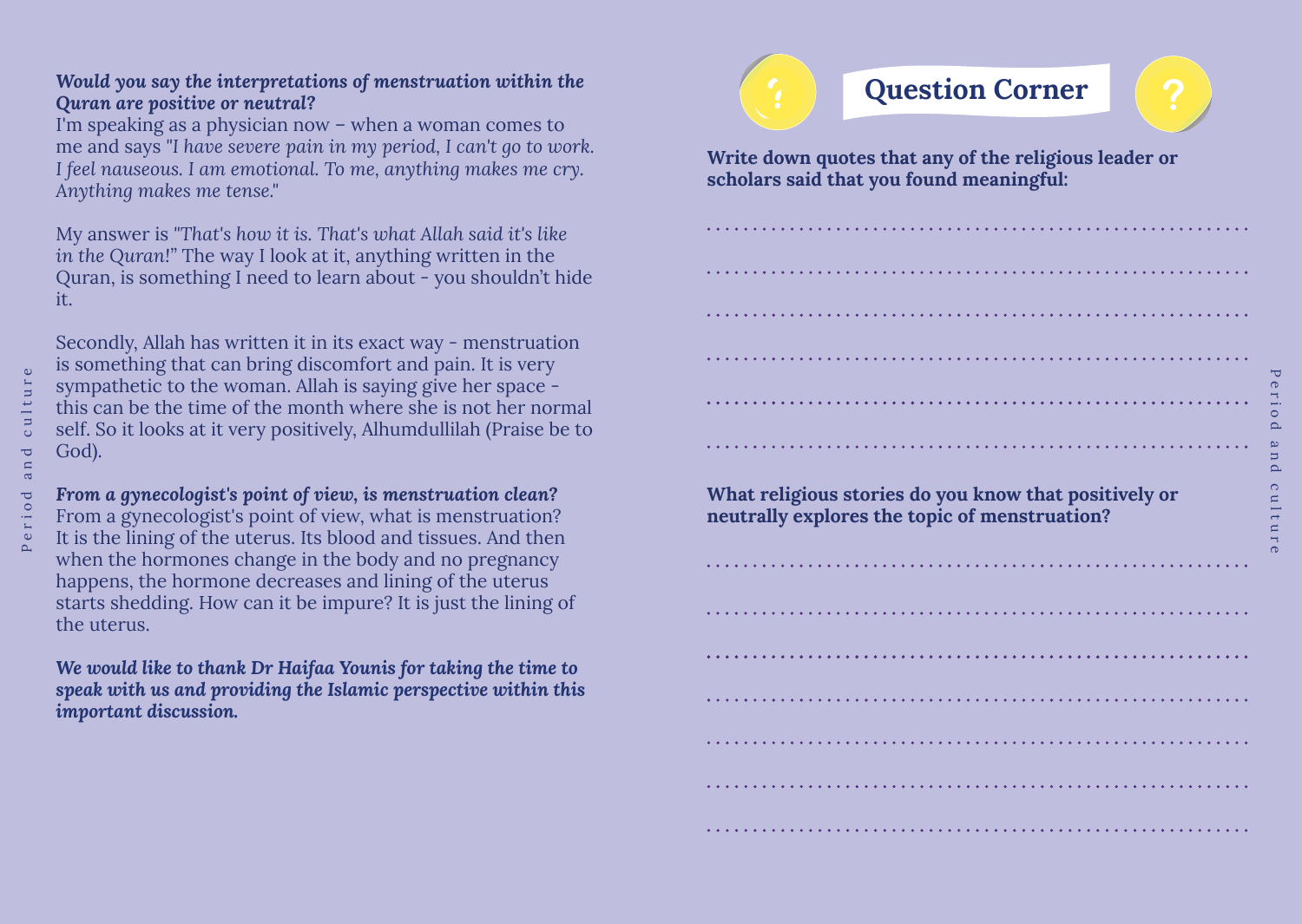***Would you say the interpretations of menstruation within the Quran are positive or neutral?***
I'm speaking as a physician now – when a woman comes to me and says *"I have severe pain in my period, I can't go to work. I feel nauseous. I am emotional. To me, anything makes me cry. Anything makes me tense."*

My answer is *"That's how it is. That's what Allah said it's like in the Quran!"* The way I look at it, anything written in the Quran, is something I need to learn about - you shouldn't hide it.

Secondly, Allah has written it in its exact way - menstruation is something that can bring discomfort and pain. It is very sympathetic to the woman. Allah is saying give her space - this can be the time of the month where she is not her normal self. So it looks at it very positively, Alhumdullilah (Praise be to God).

***From a gynecologist's point of view, is menstruation clean?***
From a gynecologist's point of view, what is menstruation? It is the lining of the uterus. Its blood and tissues. And then when the hormones change in the body and no pregnancy happens, the hormone decreases and lining of the uterus starts shedding. How can it be impure? It is just the lining of the uterus.

***We would like to thank Dr Haifaa Younis for taking the time to speak with us and providing the Islamic perspective within this important discussion.***

## Question Corner

**Write down quotes that any of the religious leader or scholars said that you found meaningful:**

.............................................................

.............................................................

.............................................................

.............................................................

.............................................................

.............................................................

**What religious stories do you know that positively or neutrally explores the topic of menstruation?**

.............................................................

.............................................................

.............................................................

.............................................................

.............................................................

.............................................................

.............................................................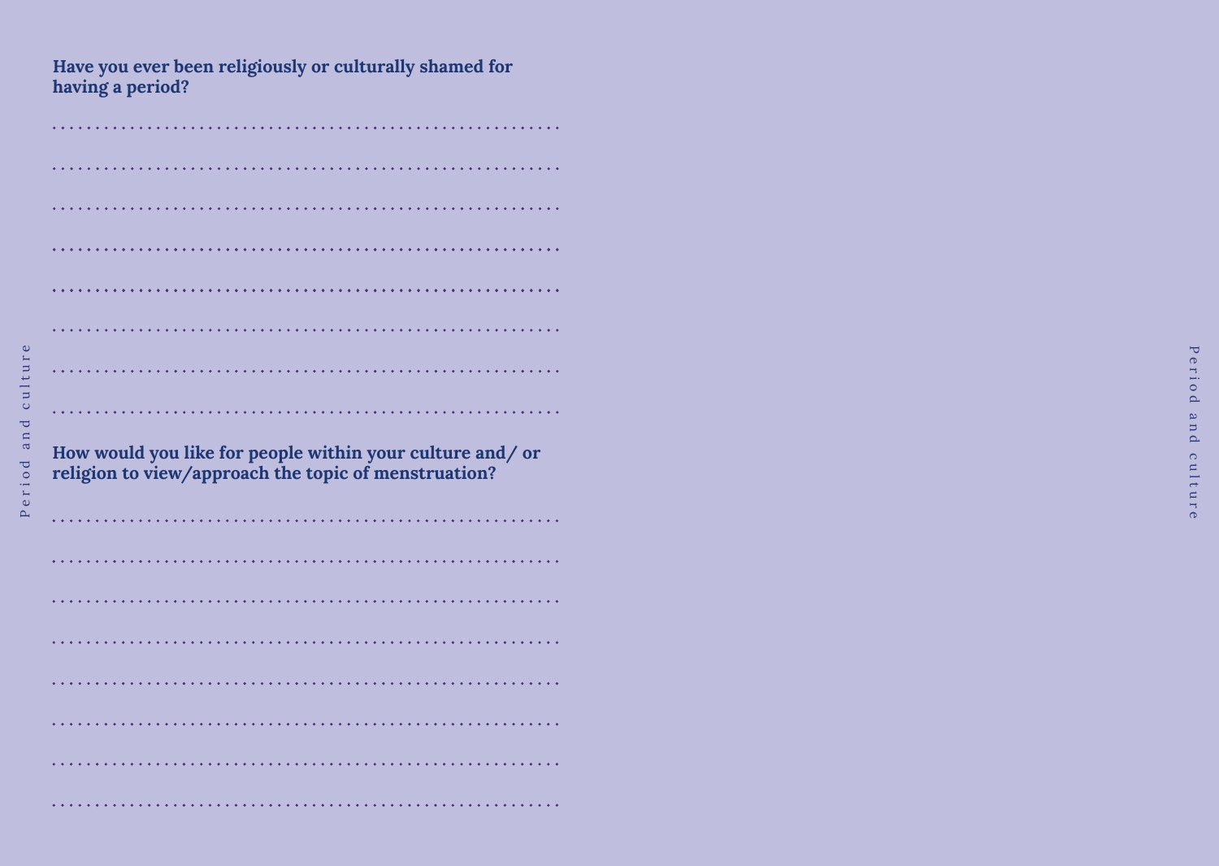**Have you ever been religiously or culturally shamed for having a period?**

**How would you like for people within your culture and/ or religion to view/approach the topic of menstruation?**